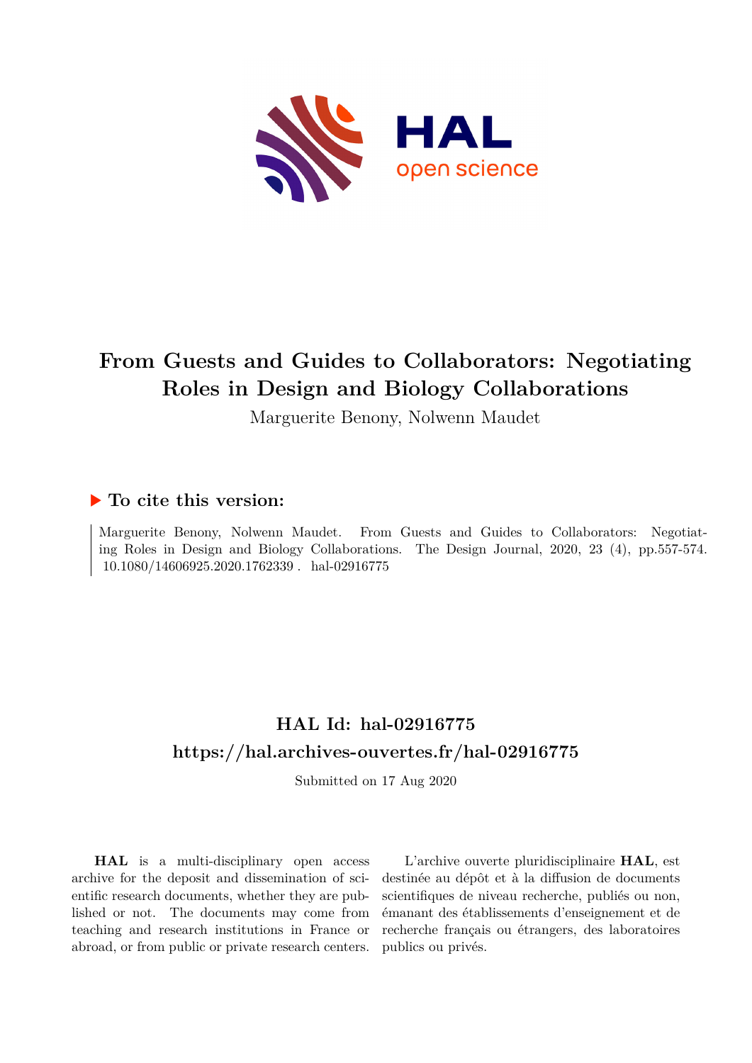# From Guests and Guides to Collaborators: Negotiating Roles in Design and Biology Collaborations

Marguerite Benony, Nolwenn Maudet

## ▶ To cite this version:

Marguerite Benony, Nolwenn Maudet. From Guests and Guides to Collaborators: Negotiating Roles in Design and Biology Collaborations. The Design Journal, 2020, 23 (4), pp.557-574. 10.1080/14606925.2020.1762339 . hal-02916775

## HAL Id: hal-02916775
## https://hal.archives-ouvertes.fr/hal-02916775

Submitted on 17 Aug 2020

**HAL** is a multi-disciplinary open access archive for the deposit and dissemination of scientific research documents, whether they are published or not. The documents may come from teaching and research institutions in France or abroad, or from public or private research centers.

L'archive ouverte pluridisciplinaire **HAL**, est destinée au dépôt et à la diffusion de documents scientifiques de niveau recherche, publiés ou non, émanant des établissements d'enseignement et de recherche français ou étrangers, des laboratoires publics ou privés.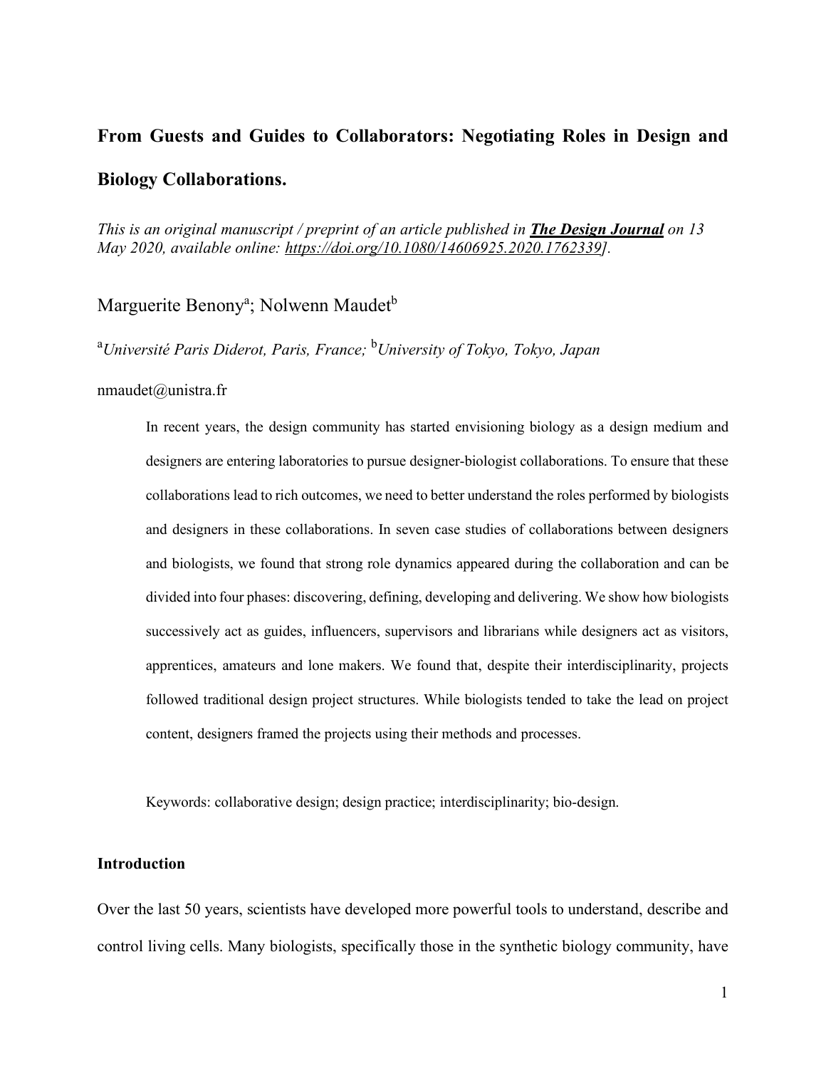# From Guests and Guides to Collaborators: Negotiating Roles in Design and Biology Collaborations.

*This is an original manuscript / preprint of an article published in* ***The Design Journal*** *on 13 May 2020, available online: https://doi.org/10.1080/14606925.2020.1762339].*

Marguerite Benony[a]; Nolwenn Maudet[b]

[a]*Université Paris Diderot, Paris, France;* [b]*University of Tokyo, Tokyo, Japan*

nmaudet@unistra.fr

> In recent years, the design community has started envisioning biology as a design medium and designers are entering laboratories to pursue designer-biologist collaborations. To ensure that these collaborations lead to rich outcomes, we need to better understand the roles performed by biologists and designers in these collaborations. In seven case studies of collaborations between designers and biologists, we found that strong role dynamics appeared during the collaboration and can be divided into four phases: discovering, defining, developing and delivering. We show how biologists successively act as guides, influencers, supervisors and librarians while designers act as visitors, apprentices, amateurs and lone makers. We found that, despite their interdisciplinarity, projects followed traditional design project structures. While biologists tended to take the lead on project content, designers framed the projects using their methods and processes.
>
> Keywords: collaborative design; design practice; interdisciplinarity; bio-design.

## Introduction

Over the last 50 years, scientists have developed more powerful tools to understand, describe and control living cells. Many biologists, specifically those in the synthetic biology community, have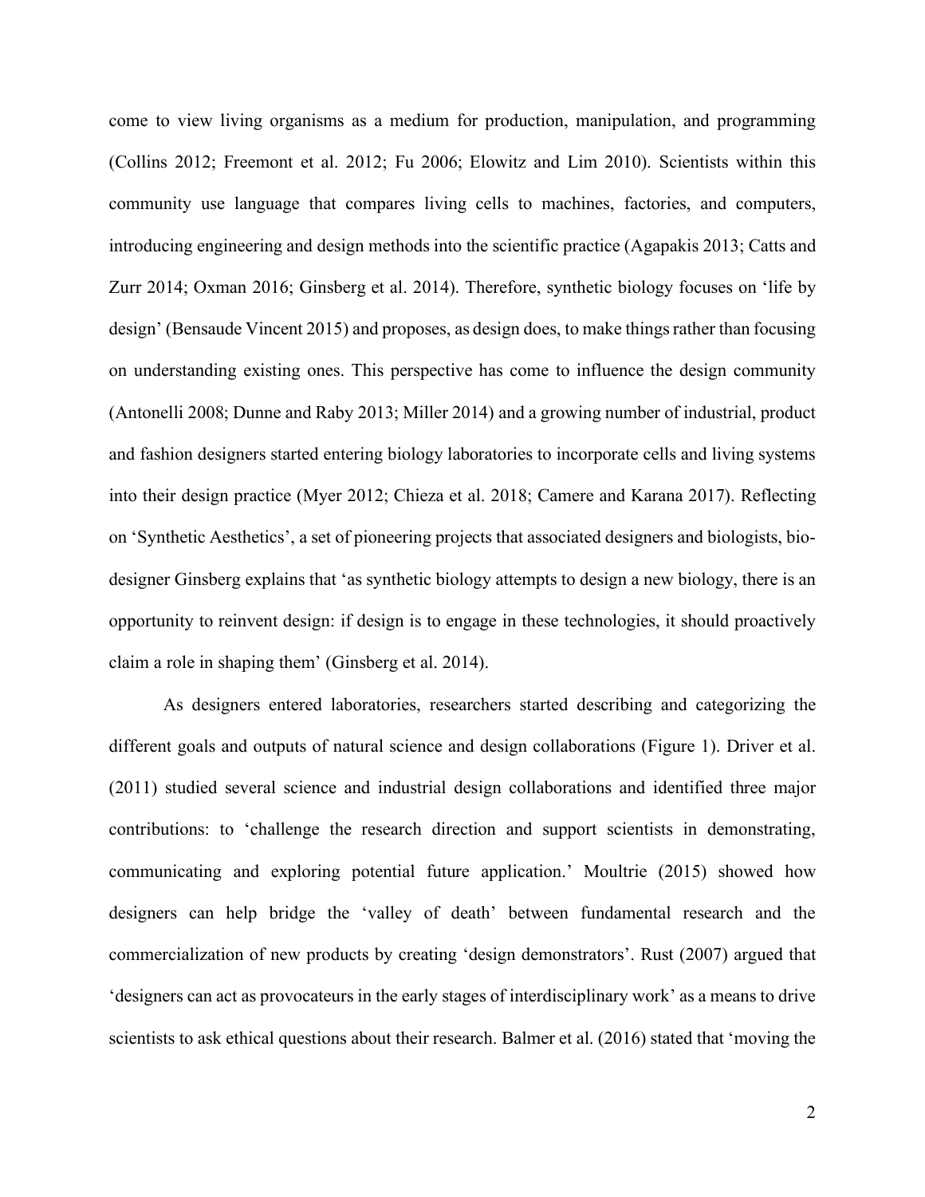come to view living organisms as a medium for production, manipulation, and programming (Collins 2012; Freemont et al. 2012; Fu 2006; Elowitz and Lim 2010). Scientists within this community use language that compares living cells to machines, factories, and computers, introducing engineering and design methods into the scientific practice (Agapakis 2013; Catts and Zurr 2014; Oxman 2016; Ginsberg et al. 2014). Therefore, synthetic biology focuses on 'life by design' (Bensaude Vincent 2015) and proposes, as design does, to make things rather than focusing on understanding existing ones. This perspective has come to influence the design community (Antonelli 2008; Dunne and Raby 2013; Miller 2014) and a growing number of industrial, product and fashion designers started entering biology laboratories to incorporate cells and living systems into their design practice (Myer 2012; Chieza et al. 2018; Camere and Karana 2017). Reflecting on 'Synthetic Aesthetics', a set of pioneering projects that associated designers and biologists, bio-designer Ginsberg explains that 'as synthetic biology attempts to design a new biology, there is an opportunity to reinvent design: if design is to engage in these technologies, it should proactively claim a role in shaping them' (Ginsberg et al. 2014).

As designers entered laboratories, researchers started describing and categorizing the different goals and outputs of natural science and design collaborations (Figure 1). Driver et al. (2011) studied several science and industrial design collaborations and identified three major contributions: to 'challenge the research direction and support scientists in demonstrating, communicating and exploring potential future application.' Moultrie (2015) showed how designers can help bridge the 'valley of death' between fundamental research and the commercialization of new products by creating 'design demonstrators'. Rust (2007) argued that 'designers can act as provocateurs in the early stages of interdisciplinary work' as a means to drive scientists to ask ethical questions about their research. Balmer et al. (2016) stated that 'moving the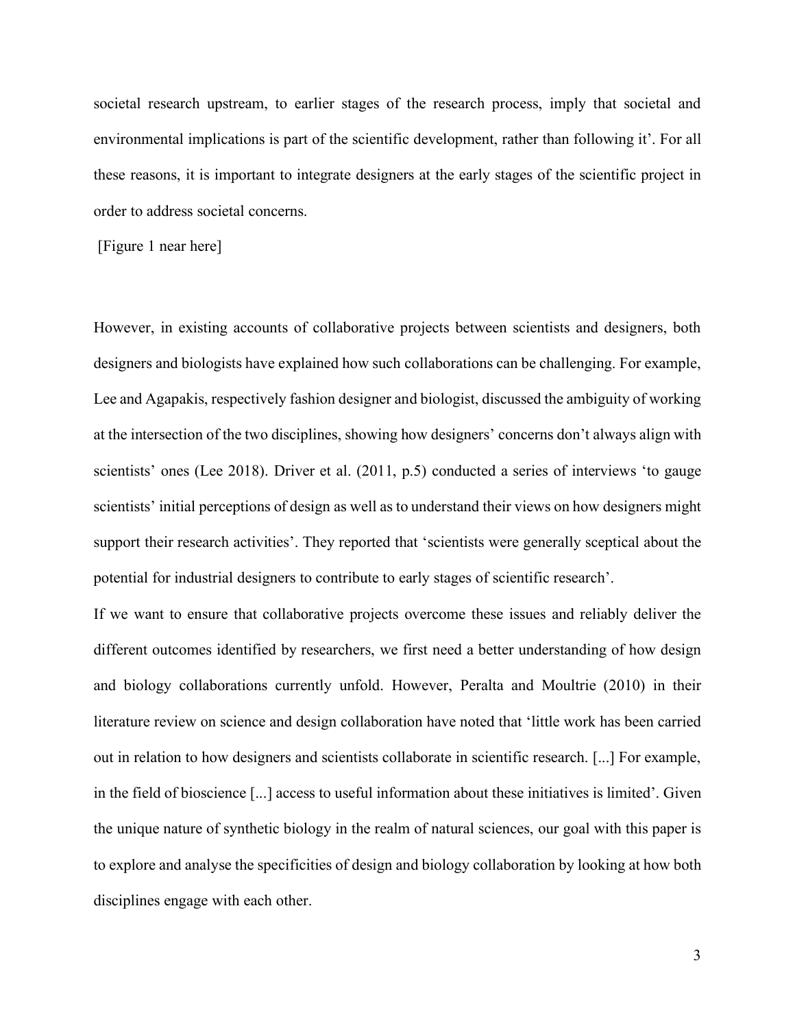societal research upstream, to earlier stages of the research process, imply that societal and environmental implications is part of the scientific development, rather than following it'. For all these reasons, it is important to integrate designers at the early stages of the scientific project in order to address societal concerns.

[Figure 1 near here]

However, in existing accounts of collaborative projects between scientists and designers, both designers and biologists have explained how such collaborations can be challenging. For example, Lee and Agapakis, respectively fashion designer and biologist, discussed the ambiguity of working at the intersection of the two disciplines, showing how designers' concerns don't always align with scientists' ones (Lee 2018). Driver et al. (2011, p.5) conducted a series of interviews 'to gauge scientists' initial perceptions of design as well as to understand their views on how designers might support their research activities'. They reported that 'scientists were generally sceptical about the potential for industrial designers to contribute to early stages of scientific research'.

If we want to ensure that collaborative projects overcome these issues and reliably deliver the different outcomes identified by researchers, we first need a better understanding of how design and biology collaborations currently unfold. However, Peralta and Moultrie (2010) in their literature review on science and design collaboration have noted that 'little work has been carried out in relation to how designers and scientists collaborate in scientific research. [...] For example, in the field of bioscience [...] access to useful information about these initiatives is limited'. Given the unique nature of synthetic biology in the realm of natural sciences, our goal with this paper is to explore and analyse the specificities of design and biology collaboration by looking at how both disciplines engage with each other.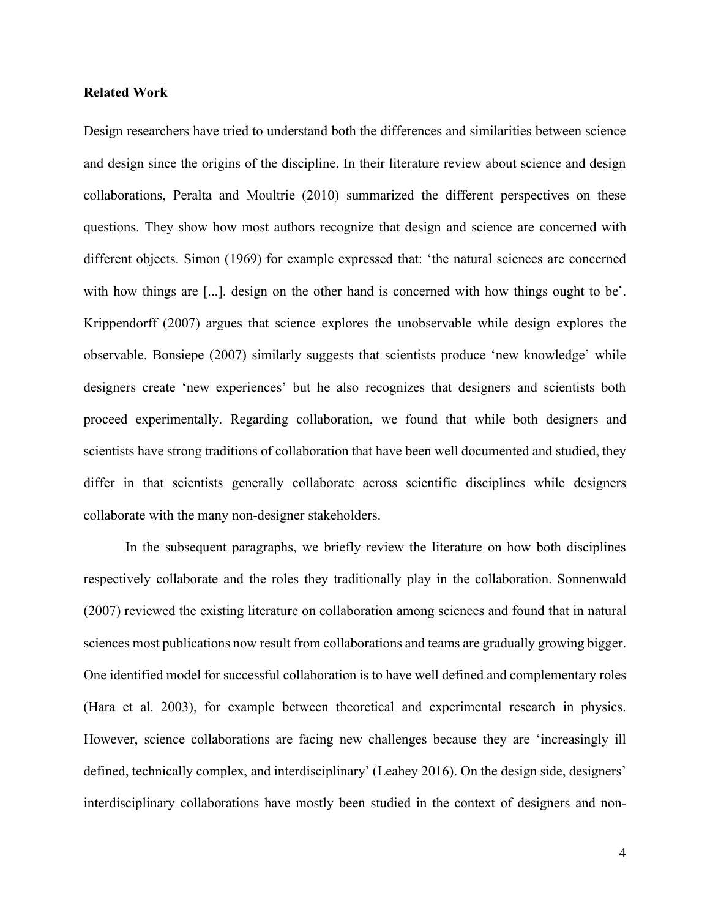**Related Work**

Design researchers have tried to understand both the differences and similarities between science and design since the origins of the discipline. In their literature review about science and design collaborations, Peralta and Moultrie (2010) summarized the different perspectives on these questions. They show how most authors recognize that design and science are concerned with different objects. Simon (1969) for example expressed that: 'the natural sciences are concerned with how things are [...]. design on the other hand is concerned with how things ought to be'. Krippendorff (2007) argues that science explores the unobservable while design explores the observable. Bonsiepe (2007) similarly suggests that scientists produce 'new knowledge' while designers create 'new experiences' but he also recognizes that designers and scientists both proceed experimentally. Regarding collaboration, we found that while both designers and scientists have strong traditions of collaboration that have been well documented and studied, they differ in that scientists generally collaborate across scientific disciplines while designers collaborate with the many non-designer stakeholders.

In the subsequent paragraphs, we briefly review the literature on how both disciplines respectively collaborate and the roles they traditionally play in the collaboration. Sonnenwald (2007) reviewed the existing literature on collaboration among sciences and found that in natural sciences most publications now result from collaborations and teams are gradually growing bigger. One identified model for successful collaboration is to have well defined and complementary roles (Hara et al. 2003), for example between theoretical and experimental research in physics. However, science collaborations are facing new challenges because they are 'increasingly ill defined, technically complex, and interdisciplinary' (Leahey 2016). On the design side, designers' interdisciplinary collaborations have mostly been studied in the context of designers and non-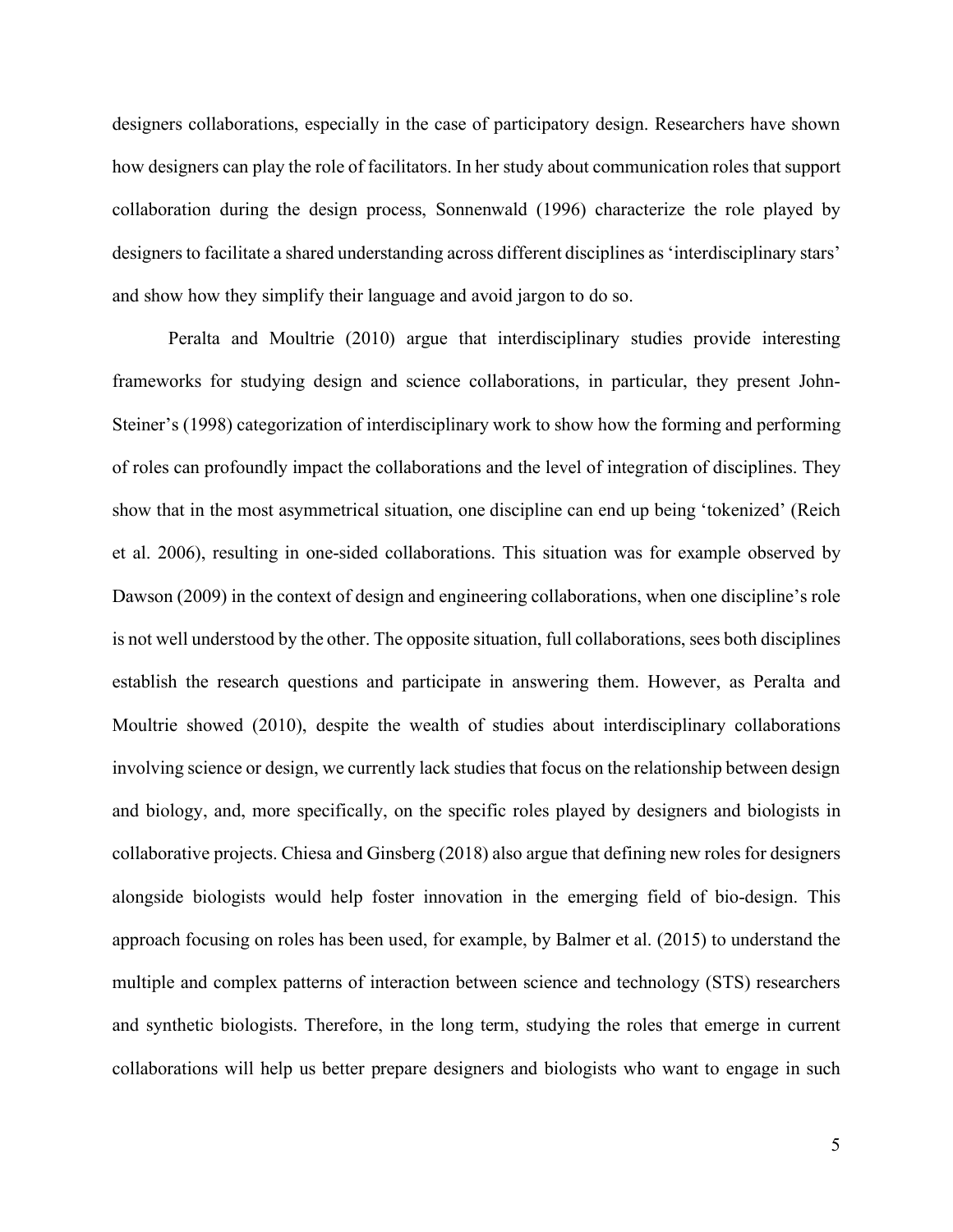designers collaborations, especially in the case of participatory design. Researchers have shown how designers can play the role of facilitators. In her study about communication roles that support collaboration during the design process, Sonnenwald (1996) characterize the role played by designers to facilitate a shared understanding across different disciplines as 'interdisciplinary stars' and show how they simplify their language and avoid jargon to do so.

Peralta and Moultrie (2010) argue that interdisciplinary studies provide interesting frameworks for studying design and science collaborations, in particular, they present John-Steiner's (1998) categorization of interdisciplinary work to show how the forming and performing of roles can profoundly impact the collaborations and the level of integration of disciplines. They show that in the most asymmetrical situation, one discipline can end up being 'tokenized' (Reich et al. 2006), resulting in one-sided collaborations. This situation was for example observed by Dawson (2009) in the context of design and engineering collaborations, when one discipline's role is not well understood by the other. The opposite situation, full collaborations, sees both disciplines establish the research questions and participate in answering them. However, as Peralta and Moultrie showed (2010), despite the wealth of studies about interdisciplinary collaborations involving science or design, we currently lack studies that focus on the relationship between design and biology, and, more specifically, on the specific roles played by designers and biologists in collaborative projects. Chiesa and Ginsberg (2018) also argue that defining new roles for designers alongside biologists would help foster innovation in the emerging field of bio-design. This approach focusing on roles has been used, for example, by Balmer et al. (2015) to understand the multiple and complex patterns of interaction between science and technology (STS) researchers and synthetic biologists. Therefore, in the long term, studying the roles that emerge in current collaborations will help us better prepare designers and biologists who want to engage in such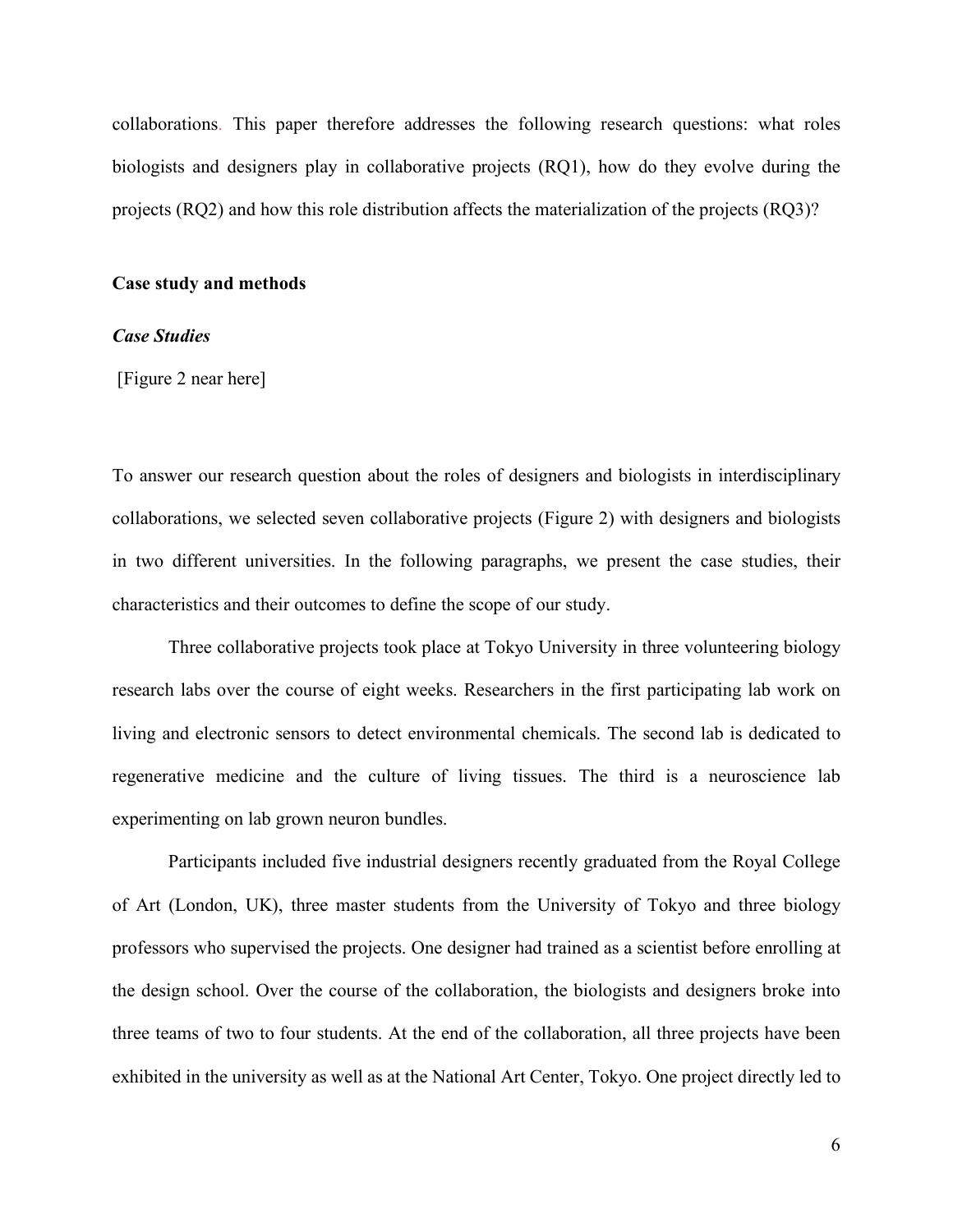collaborations. This paper therefore addresses the following research questions: what roles biologists and designers play in collaborative projects (RQ1), how do they evolve during the projects (RQ2) and how this role distribution affects the materialization of the projects (RQ3)?

## Case study and methods

### *Case Studies*

[Figure 2 near here]

To answer our research question about the roles of designers and biologists in interdisciplinary collaborations, we selected seven collaborative projects (Figure 2) with designers and biologists in two different universities. In the following paragraphs, we present the case studies, their characteristics and their outcomes to define the scope of our study.

Three collaborative projects took place at Tokyo University in three volunteering biology research labs over the course of eight weeks. Researchers in the first participating lab work on living and electronic sensors to detect environmental chemicals. The second lab is dedicated to regenerative medicine and the culture of living tissues. The third is a neuroscience lab experimenting on lab grown neuron bundles.

Participants included five industrial designers recently graduated from the Royal College of Art (London, UK), three master students from the University of Tokyo and three biology professors who supervised the projects. One designer had trained as a scientist before enrolling at the design school. Over the course of the collaboration, the biologists and designers broke into three teams of two to four students. At the end of the collaboration, all three projects have been exhibited in the university as well as at the National Art Center, Tokyo. One project directly led to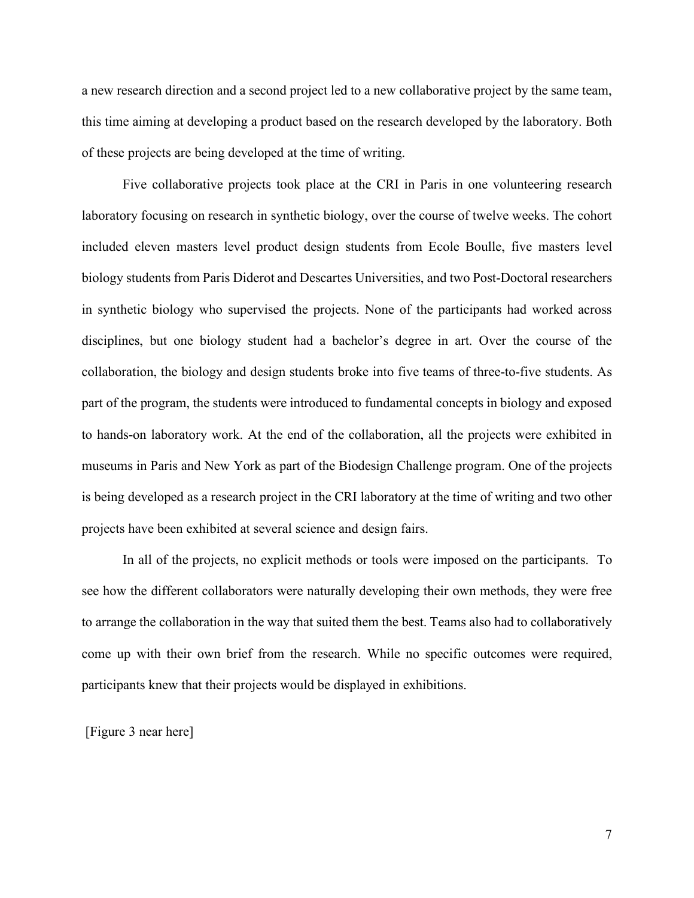a new research direction and a second project led to a new collaborative project by the same team, this time aiming at developing a product based on the research developed by the laboratory. Both of these projects are being developed at the time of writing.

Five collaborative projects took place at the CRI in Paris in one volunteering research laboratory focusing on research in synthetic biology, over the course of twelve weeks. The cohort included eleven masters level product design students from Ecole Boulle, five masters level biology students from Paris Diderot and Descartes Universities, and two Post-Doctoral researchers in synthetic biology who supervised the projects. None of the participants had worked across disciplines, but one biology student had a bachelor's degree in art. Over the course of the collaboration, the biology and design students broke into five teams of three-to-five students. As part of the program, the students were introduced to fundamental concepts in biology and exposed to hands-on laboratory work. At the end of the collaboration, all the projects were exhibited in museums in Paris and New York as part of the Biodesign Challenge program. One of the projects is being developed as a research project in the CRI laboratory at the time of writing and two other projects have been exhibited at several science and design fairs.

In all of the projects, no explicit methods or tools were imposed on the participants. To see how the different collaborators were naturally developing their own methods, they were free to arrange the collaboration in the way that suited them the best. Teams also had to collaboratively come up with their own brief from the research. While no specific outcomes were required, participants knew that their projects would be displayed in exhibitions.

[Figure 3 near here]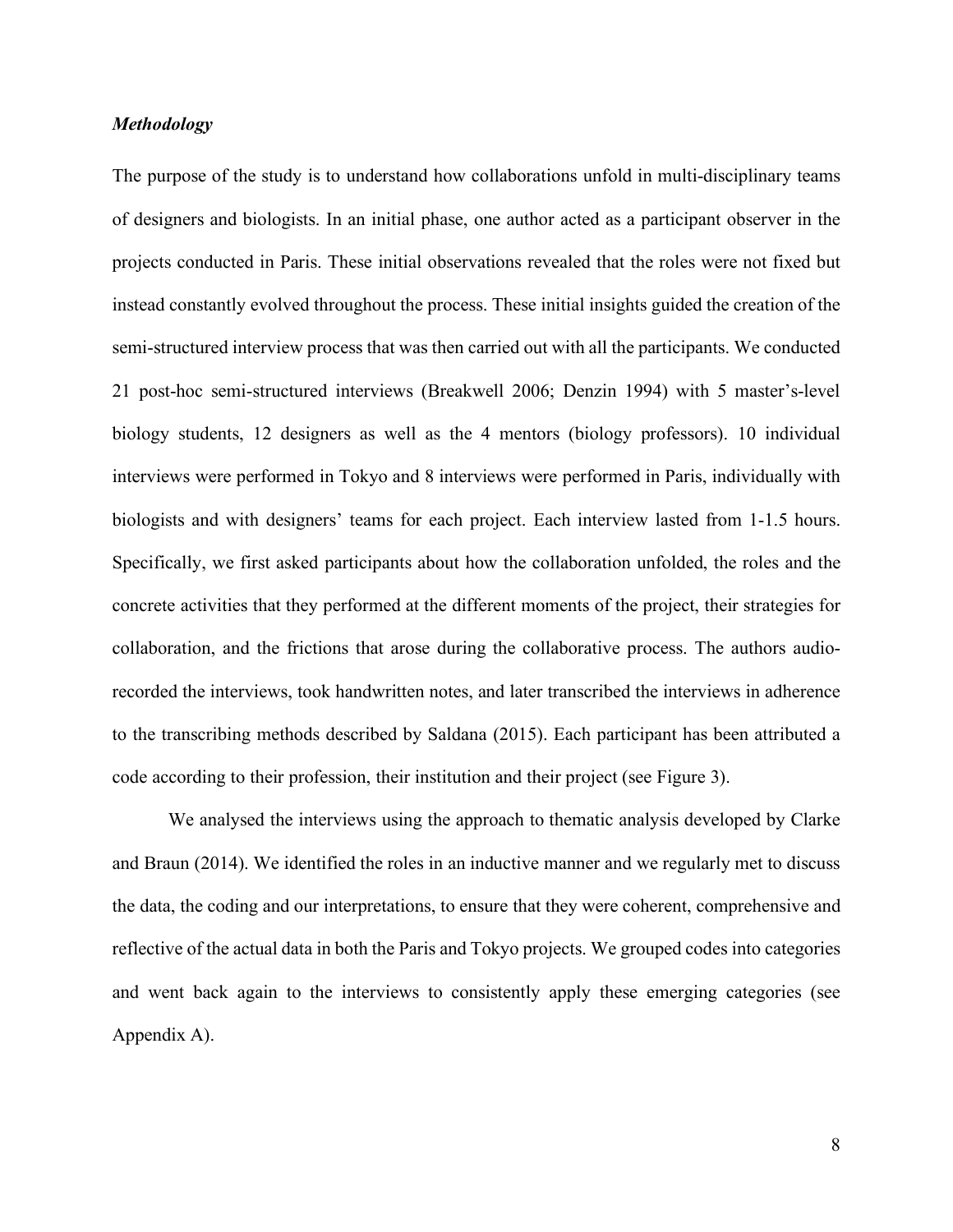### *Methodology*

The purpose of the study is to understand how collaborations unfold in multi-disciplinary teams of designers and biologists. In an initial phase, one author acted as a participant observer in the projects conducted in Paris. These initial observations revealed that the roles were not fixed but instead constantly evolved throughout the process. These initial insights guided the creation of the semi-structured interview process that was then carried out with all the participants. We conducted 21 post-hoc semi-structured interviews (Breakwell 2006; Denzin 1994) with 5 master's-level biology students, 12 designers as well as the 4 mentors (biology professors). 10 individual interviews were performed in Tokyo and 8 interviews were performed in Paris, individually with biologists and with designers' teams for each project. Each interview lasted from 1-1.5 hours. Specifically, we first asked participants about how the collaboration unfolded, the roles and the concrete activities that they performed at the different moments of the project, their strategies for collaboration, and the frictions that arose during the collaborative process. The authors audio-recorded the interviews, took handwritten notes, and later transcribed the interviews in adherence to the transcribing methods described by Saldana (2015). Each participant has been attributed a code according to their profession, their institution and their project (see Figure 3).

We analysed the interviews using the approach to thematic analysis developed by Clarke and Braun (2014). We identified the roles in an inductive manner and we regularly met to discuss the data, the coding and our interpretations, to ensure that they were coherent, comprehensive and reflective of the actual data in both the Paris and Tokyo projects. We grouped codes into categories and went back again to the interviews to consistently apply these emerging categories (see Appendix A).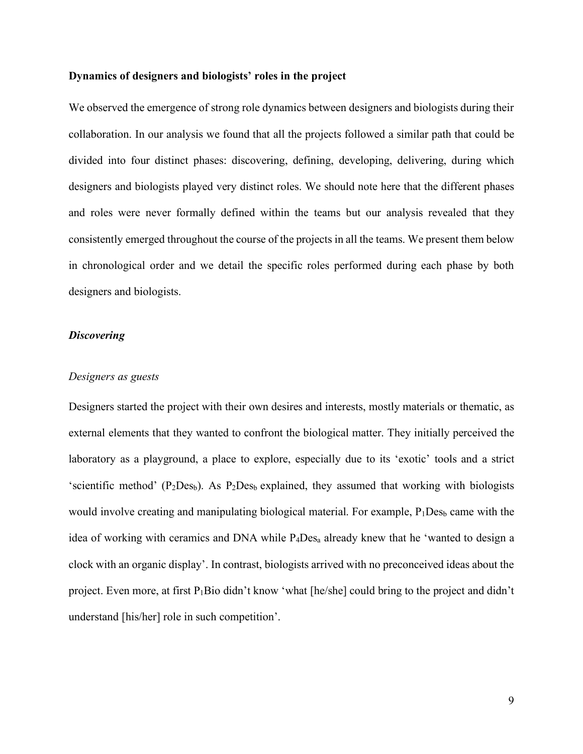### Dynamics of designers and biologists' roles in the project

We observed the emergence of strong role dynamics between designers and biologists during their collaboration. In our analysis we found that all the projects followed a similar path that could be divided into four distinct phases: discovering, defining, developing, delivering, during which designers and biologists played very distinct roles. We should note here that the different phases and roles were never formally defined within the teams but our analysis revealed that they consistently emerged throughout the course of the projects in all the teams. We present them below in chronological order and we detail the specific roles performed during each phase by both designers and biologists.

#### *Discovering*

*Designers as guests*

Designers started the project with their own desires and interests, mostly materials or thematic, as external elements that they wanted to confront the biological matter. They initially perceived the laboratory as a playground, a place to explore, especially due to its 'exotic' tools and a strict 'scientific method' ($P_2Des_b$). As $P_2Des_b$ explained, they assumed that working with biologists would involve creating and manipulating biological material. For example, $P_1Des_b$ came with the idea of working with ceramics and DNA while $P_4Des_a$ already knew that he 'wanted to design a clock with an organic display'. In contrast, biologists arrived with no preconceived ideas about the project. Even more, at first $P_1Bio$ didn't know 'what [he/she] could bring to the project and didn't understand [his/her] role in such competition'.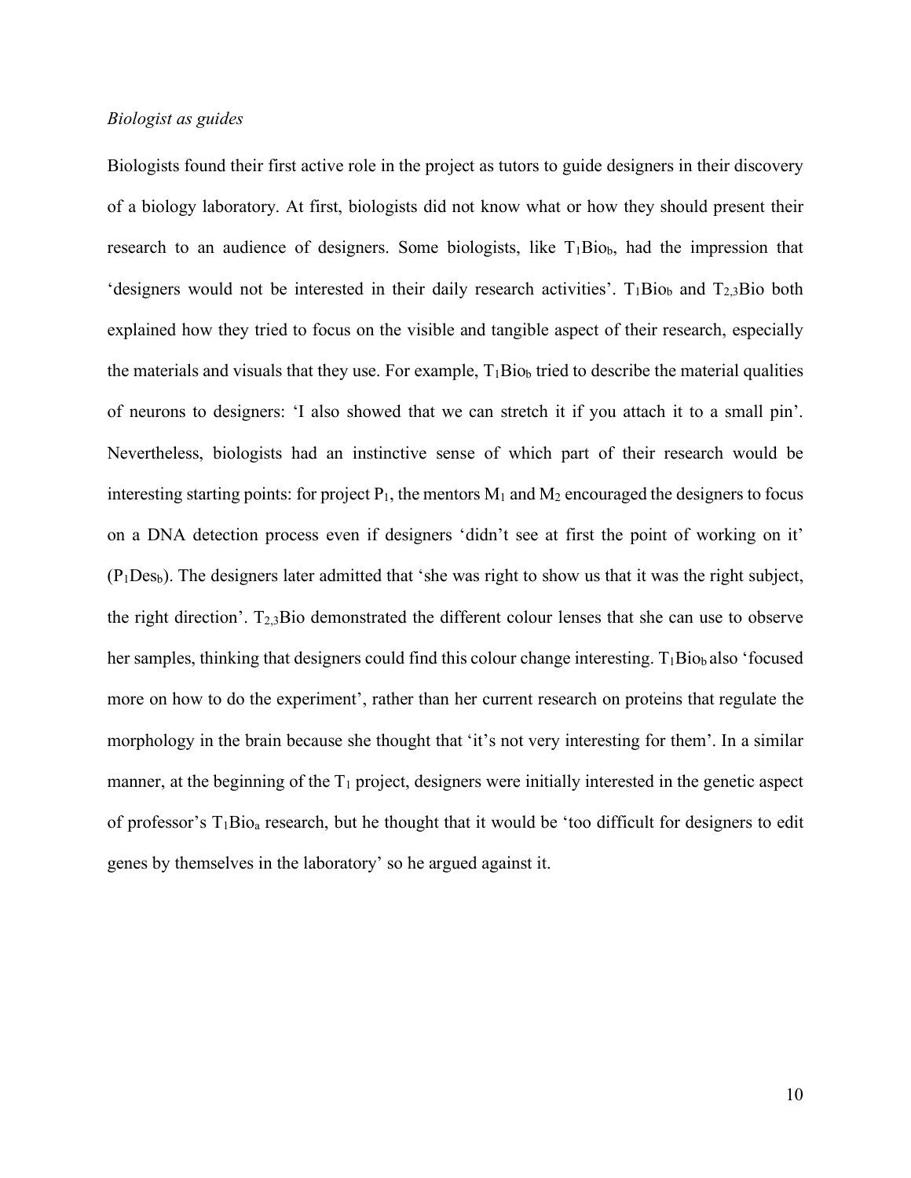*Biologist as guides*

Biologists found their first active role in the project as tutors to guide designers in their discovery of a biology laboratory. At first, biologists did not know what or how they should present their research to an audience of designers. Some biologists, like $T_1Bio_b$, had the impression that 'designers would not be interested in their daily research activities'. $T_1Bio_b$ and $T_{2,3}Bio$ both explained how they tried to focus on the visible and tangible aspect of their research, especially the materials and visuals that they use. For example, $T_1Bio_b$ tried to describe the material qualities of neurons to designers: 'I also showed that we can stretch it if you attach it to a small pin'. Nevertheless, biologists had an instinctive sense of which part of their research would be interesting starting points: for project $P_1$, the mentors $M_1$ and $M_2$ encouraged the designers to focus on a DNA detection process even if designers 'didn't see at first the point of working on it' ($P_1Des_b$). The designers later admitted that 'she was right to show us that it was the right subject, the right direction'. $T_{2,3}Bio$ demonstrated the different colour lenses that she can use to observe her samples, thinking that designers could find this colour change interesting. $T_1Bio_b$ also 'focused more on how to do the experiment', rather than her current research on proteins that regulate the morphology in the brain because she thought that 'it's not very interesting for them'. In a similar manner, at the beginning of the $T_1$ project, designers were initially interested in the genetic aspect of professor's $T_1Bio_a$ research, but he thought that it would be 'too difficult for designers to edit genes by themselves in the laboratory' so he argued against it.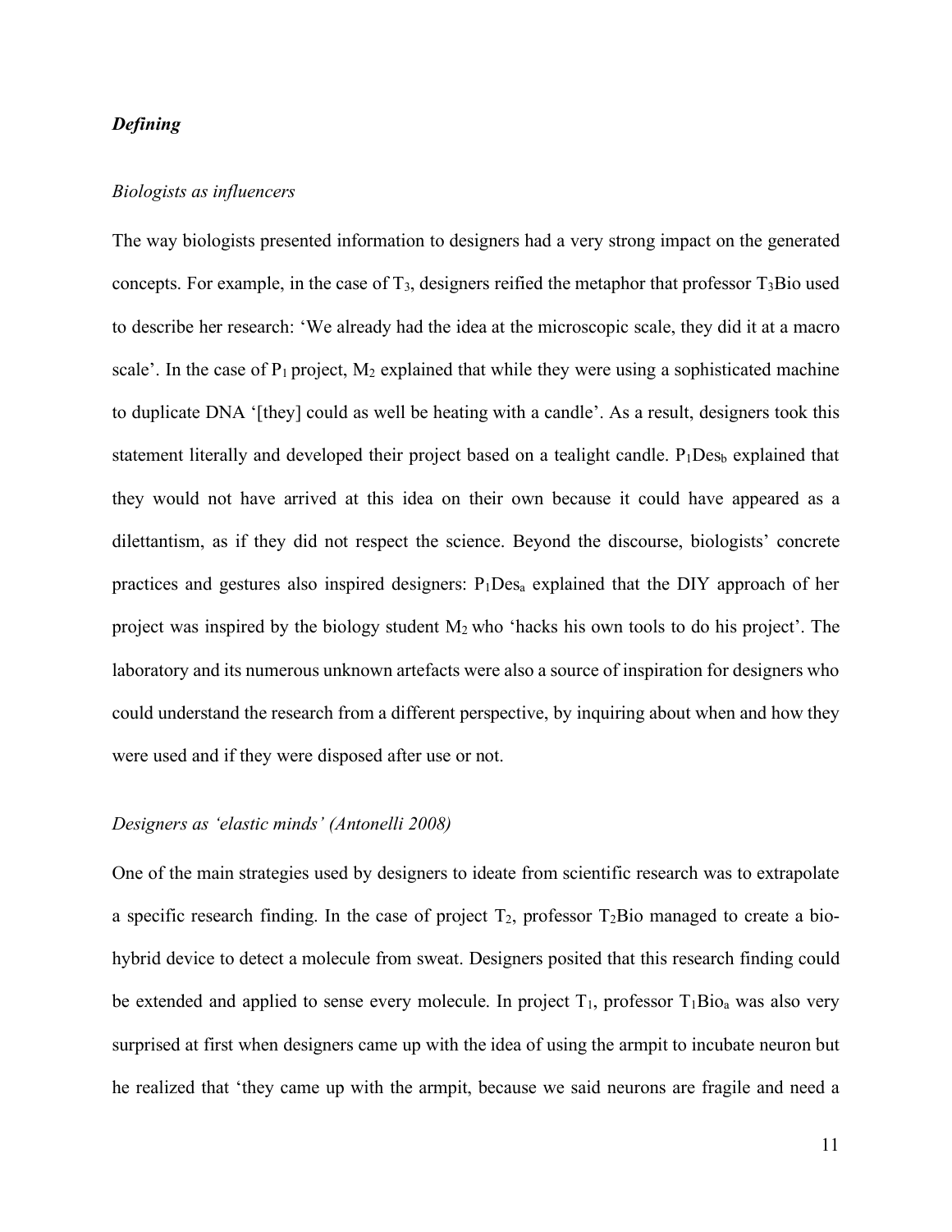### *Defining*

#### *Biologists as influencers*

The way biologists presented information to designers had a very strong impact on the generated concepts. For example, in the case of $T_3$, designers reified the metaphor that professor $T_3$Bio used to describe her research: 'We already had the idea at the microscopic scale, they did it at a macro scale'. In the case of $P_1$ project, $M_2$ explained that while they were using a sophisticated machine to duplicate DNA '[they] could as well be heating with a candle'. As a result, designers took this statement literally and developed their project based on a tealight candle. $P_1$Des$_b$ explained that they would not have arrived at this idea on their own because it could have appeared as a dilettantism, as if they did not respect the science. Beyond the discourse, biologists' concrete practices and gestures also inspired designers: $P_1$Des$_a$ explained that the DIY approach of her project was inspired by the biology student $M_2$ who 'hacks his own tools to do his project'. The laboratory and its numerous unknown artefacts were also a source of inspiration for designers who could understand the research from a different perspective, by inquiring about when and how they were used and if they were disposed after use or not.

#### *Designers as 'elastic minds' (Antonelli 2008)*

One of the main strategies used by designers to ideate from scientific research was to extrapolate a specific research finding. In the case of project $T_2$, professor $T_2$Bio managed to create a bio-hybrid device to detect a molecule from sweat. Designers posited that this research finding could be extended and applied to sense every molecule. In project $T_1$, professor $T_1$Bio$_a$ was also very surprised at first when designers came up with the idea of using the armpit to incubate neuron but he realized that 'they came up with the armpit, because we said neurons are fragile and need a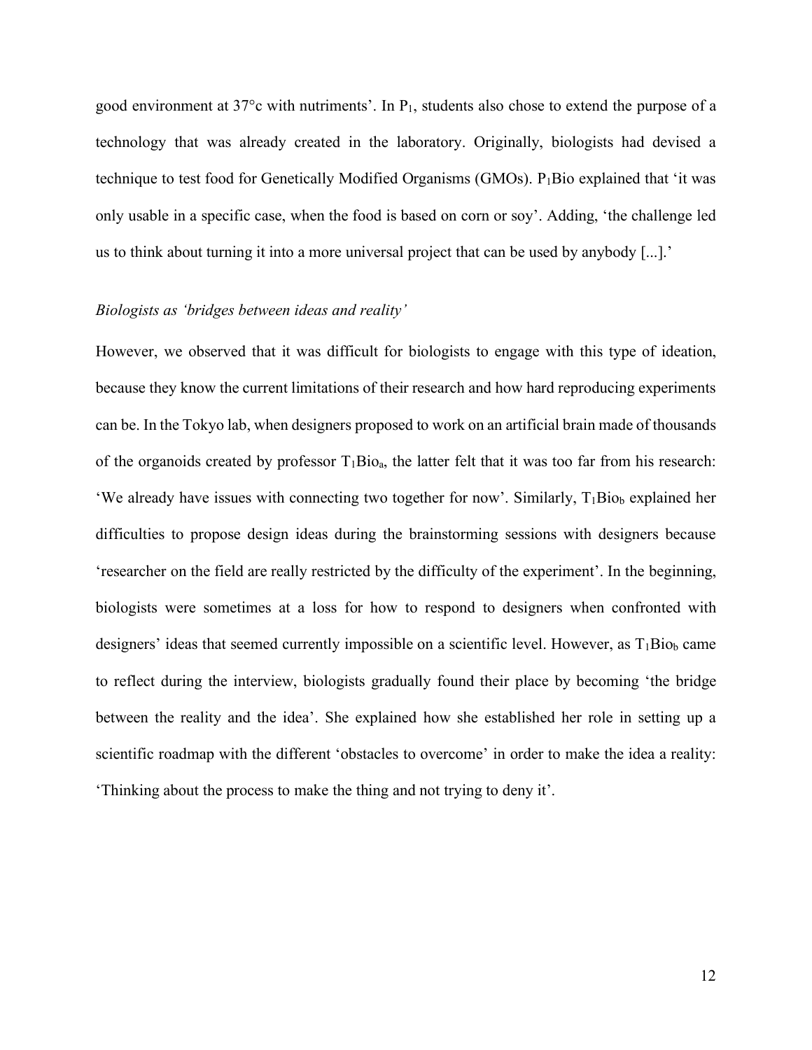good environment at 37°c with nutriments'. In $P_1$, students also chose to extend the purpose of a technology that was already created in the laboratory. Originally, biologists had devised a technique to test food for Genetically Modified Organisms (GMOs). $P_1$Bio explained that 'it was only usable in a specific case, when the food is based on corn or soy'. Adding, 'the challenge led us to think about turning it into a more universal project that can be used by anybody [...].'

*Biologists as 'bridges between ideas and reality'*

However, we observed that it was difficult for biologists to engage with this type of ideation, because they know the current limitations of their research and how hard reproducing experiments can be. In the Tokyo lab, when designers proposed to work on an artificial brain made of thousands of the organoids created by professor $T_1Bio_a$, the latter felt that it was too far from his research: 'We already have issues with connecting two together for now'. Similarly, $T_1Bio_b$ explained her difficulties to propose design ideas during the brainstorming sessions with designers because 'researcher on the field are really restricted by the difficulty of the experiment'. In the beginning, biologists were sometimes at a loss for how to respond to designers when confronted with designers' ideas that seemed currently impossible on a scientific level. However, as $T_1Bio_b$ came to reflect during the interview, biologists gradually found their place by becoming 'the bridge between the reality and the idea'. She explained how she established her role in setting up a scientific roadmap with the different 'obstacles to overcome' in order to make the idea a reality: 'Thinking about the process to make the thing and not trying to deny it'.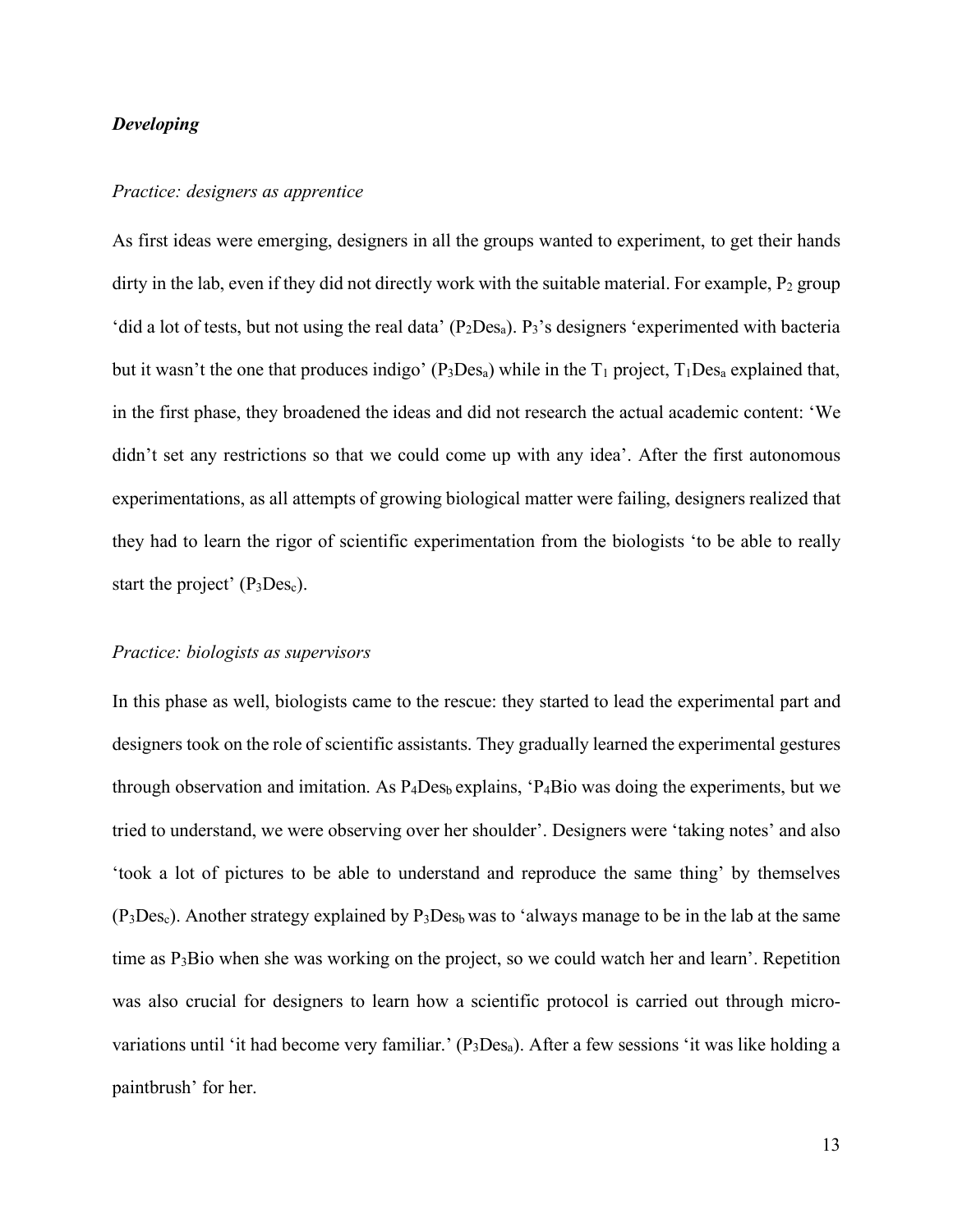***Developing***

*Practice: designers as apprentice*

As first ideas were emerging, designers in all the groups wanted to experiment, to get their hands dirty in the lab, even if they did not directly work with the suitable material. For example, $P_2$ group 'did a lot of tests, but not using the real data' ($P_2Des_a$). $P_3$'s designers 'experimented with bacteria but it wasn't the one that produces indigo' ($P_3Des_a$) while in the $T_1$ project, $T_1Des_a$ explained that, in the first phase, they broadened the ideas and did not research the actual academic content: 'We didn't set any restrictions so that we could come up with any idea'. After the first autonomous experimentations, as all attempts of growing biological matter were failing, designers realized that they had to learn the rigor of scientific experimentation from the biologists 'to be able to really start the project' ($P_3Des_c$).

*Practice: biologists as supervisors*

In this phase as well, biologists came to the rescue: they started to lead the experimental part and designers took on the role of scientific assistants. They gradually learned the experimental gestures through observation and imitation. As $P_4Des_b$ explains, '$P_4$Bio was doing the experiments, but we tried to understand, we were observing over her shoulder'. Designers were 'taking notes' and also 'took a lot of pictures to be able to understand and reproduce the same thing' by themselves ($P_3Des_c$). Another strategy explained by $P_3Des_b$ was to 'always manage to be in the lab at the same time as $P_3$Bio when she was working on the project, so we could watch her and learn'. Repetition was also crucial for designers to learn how a scientific protocol is carried out through micro-variations until 'it had become very familiar.' ($P_3Des_a$). After a few sessions 'it was like holding a paintbrush' for her.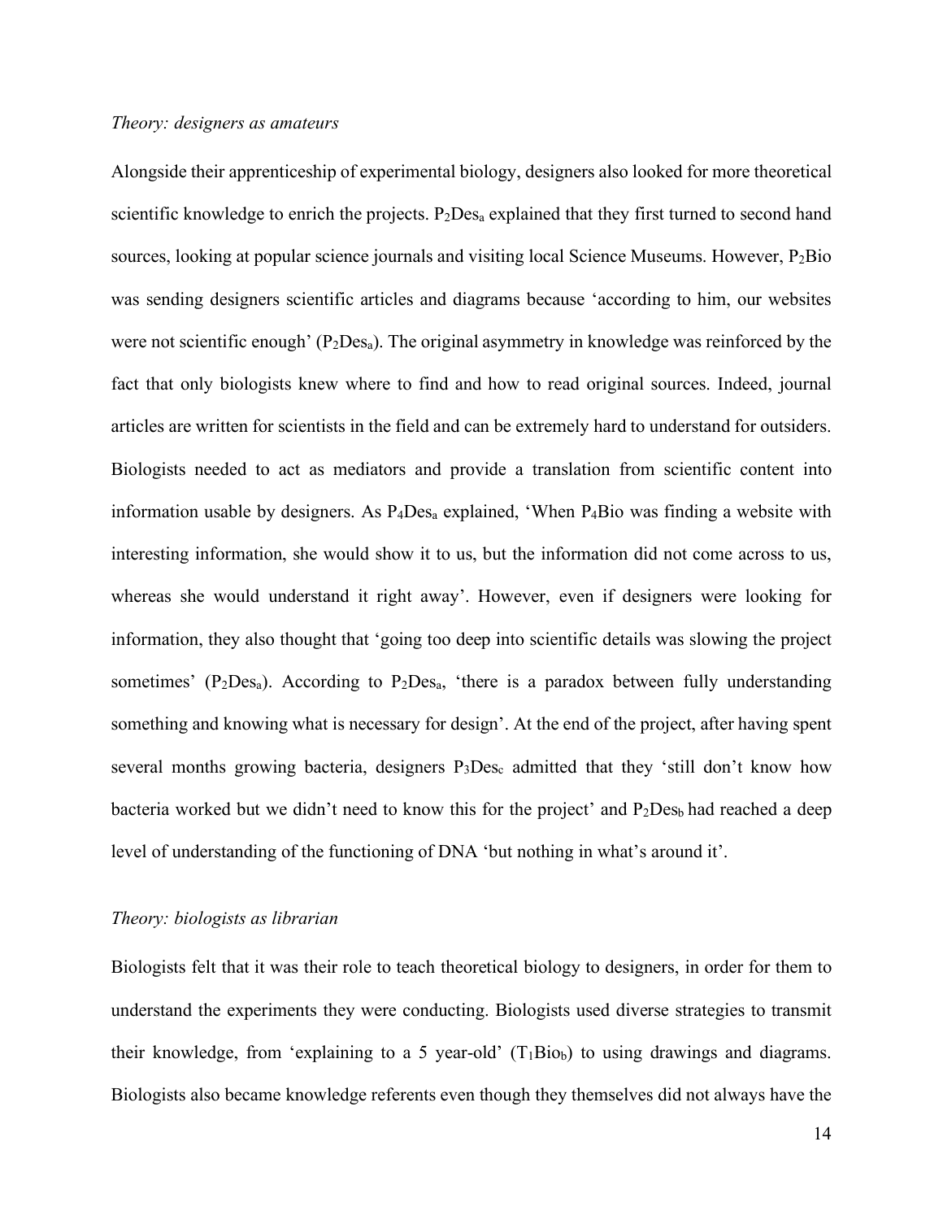*Theory: designers as amateurs*

Alongside their apprenticeship of experimental biology, designers also looked for more theoretical scientific knowledge to enrich the projects. $P_2Des_a$ explained that they first turned to second hand sources, looking at popular science journals and visiting local Science Museums. However, $P_2Bio$ was sending designers scientific articles and diagrams because 'according to him, our websites were not scientific enough' ($P_2Des_a$). The original asymmetry in knowledge was reinforced by the fact that only biologists knew where to find and how to read original sources. Indeed, journal articles are written for scientists in the field and can be extremely hard to understand for outsiders. Biologists needed to act as mediators and provide a translation from scientific content into information usable by designers. As $P_4Des_a$ explained, 'When $P_4Bio$ was finding a website with interesting information, she would show it to us, but the information did not come across to us, whereas she would understand it right away'. However, even if designers were looking for information, they also thought that 'going too deep into scientific details was slowing the project sometimes' ($P_2Des_a$). According to $P_2Des_a$, 'there is a paradox between fully understanding something and knowing what is necessary for design'. At the end of the project, after having spent several months growing bacteria, designers $P_3Des_c$ admitted that they 'still don't know how bacteria worked but we didn't need to know this for the project' and $P_2Des_b$ had reached a deep level of understanding of the functioning of DNA 'but nothing in what's around it'.

*Theory: biologists as librarian*

Biologists felt that it was their role to teach theoretical biology to designers, in order for them to understand the experiments they were conducting. Biologists used diverse strategies to transmit their knowledge, from 'explaining to a 5 year-old' ($T_1Bio_b$) to using drawings and diagrams. Biologists also became knowledge referents even though they themselves did not always have the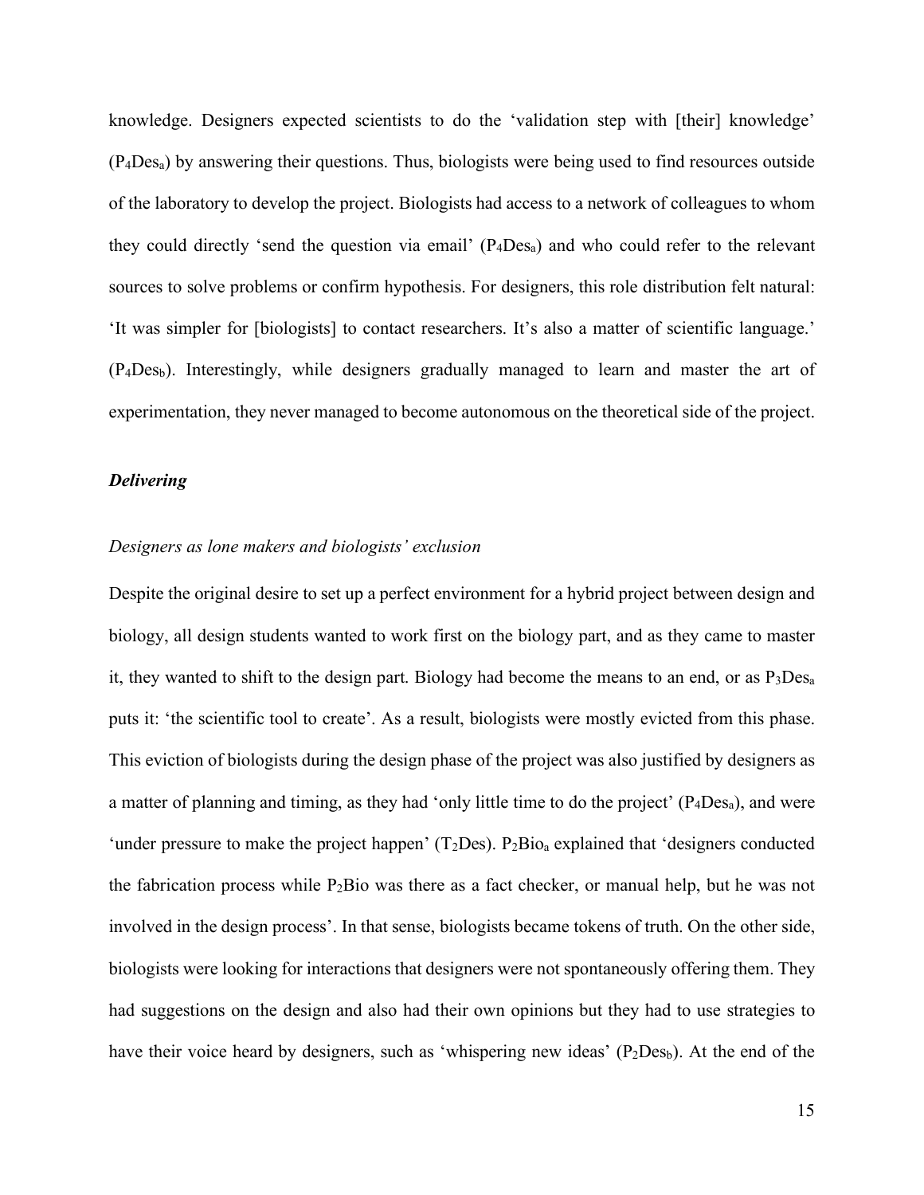knowledge. Designers expected scientists to do the 'validation step with [their] knowledge' ($P_4Des_a$) by answering their questions. Thus, biologists were being used to find resources outside of the laboratory to develop the project. Biologists had access to a network of colleagues to whom they could directly 'send the question via email' ($P_4Des_a$) and who could refer to the relevant sources to solve problems or confirm hypothesis. For designers, this role distribution felt natural: 'It was simpler for [biologists] to contact researchers. It's also a matter of scientific language.' ($P_4Des_b$). Interestingly, while designers gradually managed to learn and master the art of experimentation, they never managed to become autonomous on the theoretical side of the project.

### ***Delivering***

#### *Designers as lone makers and biologists' exclusion*

Despite the original desire to set up a perfect environment for a hybrid project between design and biology, all design students wanted to work first on the biology part, and as they came to master it, they wanted to shift to the design part. Biology had become the means to an end, or as $P_3Des_a$ puts it: 'the scientific tool to create'. As a result, biologists were mostly evicted from this phase. This eviction of biologists during the design phase of the project was also justified by designers as a matter of planning and timing, as they had 'only little time to do the project' ($P_4Des_a$), and were 'under pressure to make the project happen' ($T_2Des$). $P_2Bio_a$ explained that 'designers conducted the fabrication process while $P_2Bio$ was there as a fact checker, or manual help, but he was not involved in the design process'. In that sense, biologists became tokens of truth. On the other side, biologists were looking for interactions that designers were not spontaneously offering them. They had suggestions on the design and also had their own opinions but they had to use strategies to have their voice heard by designers, such as 'whispering new ideas' ($P_2Des_b$). At the end of the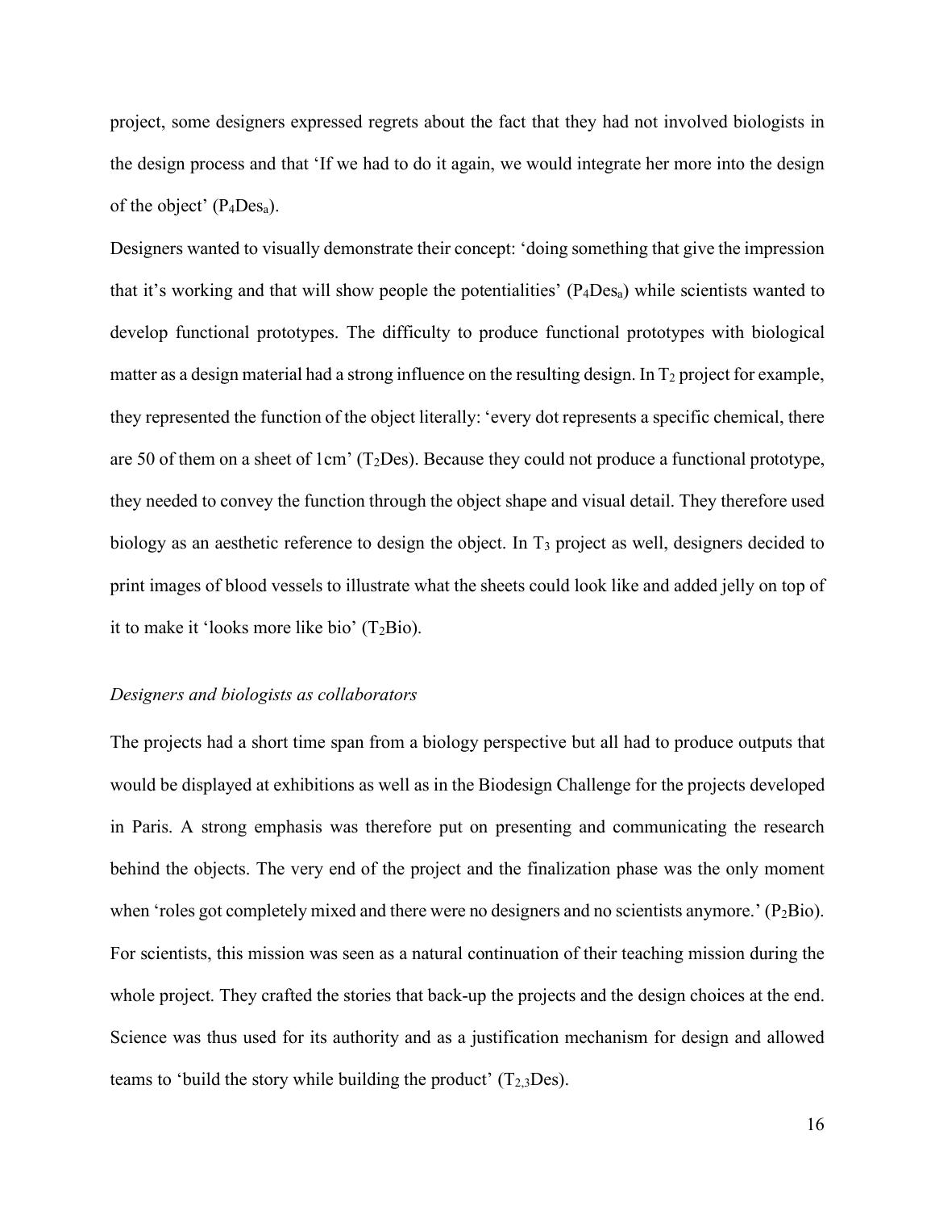project, some designers expressed regrets about the fact that they had not involved biologists in the design process and that 'If we had to do it again, we would integrate her more into the design of the object' ($P_4Des_a$).

Designers wanted to visually demonstrate their concept: 'doing something that give the impression that it's working and that will show people the potentialities' ($P_4Des_a$) while scientists wanted to develop functional prototypes. The difficulty to produce functional prototypes with biological matter as a design material had a strong influence on the resulting design. In $T_2$ project for example, they represented the function of the object literally: 'every dot represents a specific chemical, there are 50 of them on a sheet of 1cm' ($T_2Des$). Because they could not produce a functional prototype, they needed to convey the function through the object shape and visual detail. They therefore used biology as an aesthetic reference to design the object. In $T_3$ project as well, designers decided to print images of blood vessels to illustrate what the sheets could look like and added jelly on top of it to make it 'looks more like bio' ($T_2Bio$).

*Designers and biologists as collaborators*

The projects had a short time span from a biology perspective but all had to produce outputs that would be displayed at exhibitions as well as in the Biodesign Challenge for the projects developed in Paris. A strong emphasis was therefore put on presenting and communicating the research behind the objects. The very end of the project and the finalization phase was the only moment when 'roles got completely mixed and there were no designers and no scientists anymore.' ($P_2Bio$). For scientists, this mission was seen as a natural continuation of their teaching mission during the whole project. They crafted the stories that back-up the projects and the design choices at the end. Science was thus used for its authority and as a justification mechanism for design and allowed teams to 'build the story while building the product' ($T_{2,3}Des$).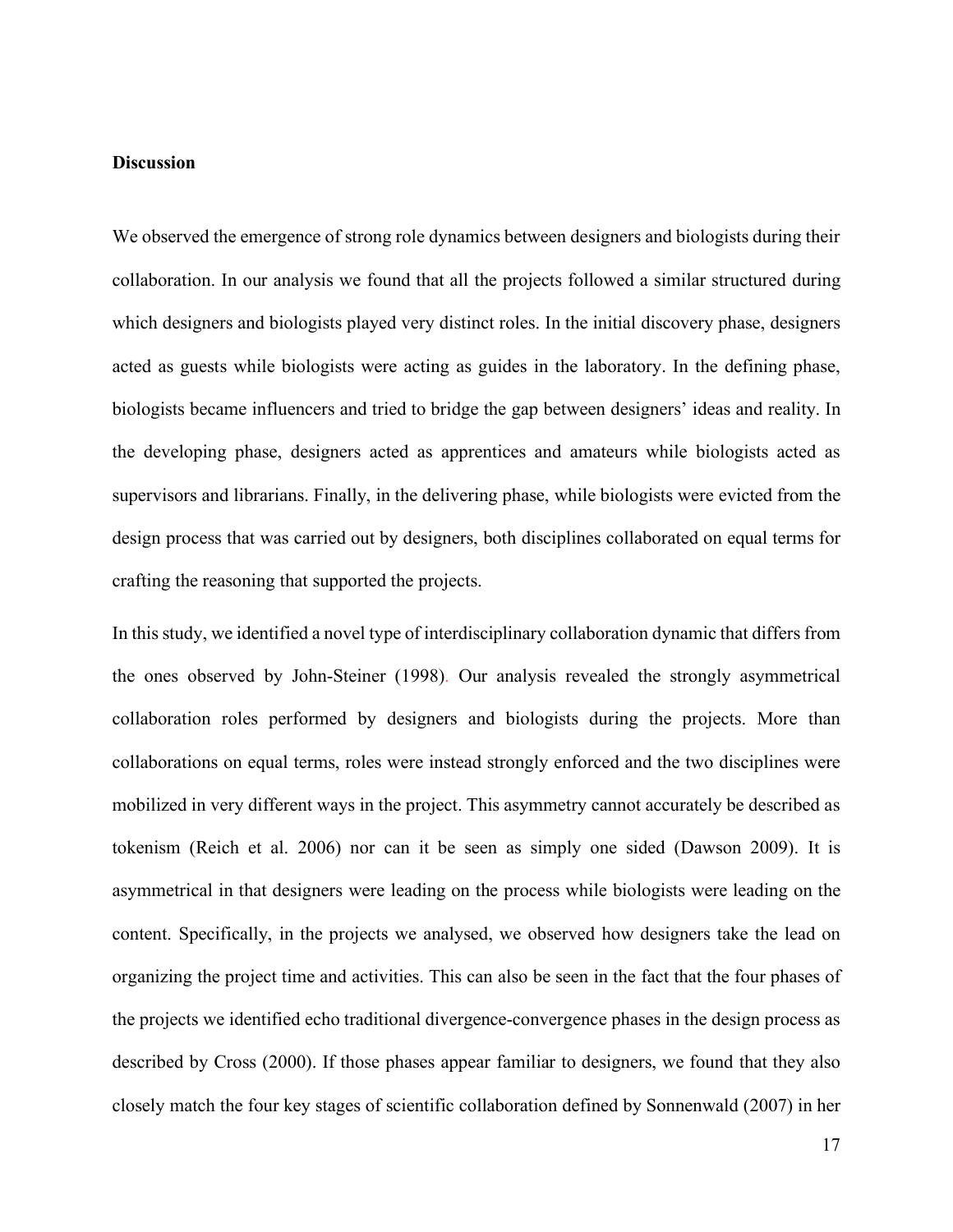**Discussion**

We observed the emergence of strong role dynamics between designers and biologists during their collaboration. In our analysis we found that all the projects followed a similar structured during which designers and biologists played very distinct roles. In the initial discovery phase, designers acted as guests while biologists were acting as guides in the laboratory. In the defining phase, biologists became influencers and tried to bridge the gap between designers' ideas and reality. In the developing phase, designers acted as apprentices and amateurs while biologists acted as supervisors and librarians. Finally, in the delivering phase, while biologists were evicted from the design process that was carried out by designers, both disciplines collaborated on equal terms for crafting the reasoning that supported the projects.

In this study, we identified a novel type of interdisciplinary collaboration dynamic that differs from the ones observed by John-Steiner (1998). Our analysis revealed the strongly asymmetrical collaboration roles performed by designers and biologists during the projects. More than collaborations on equal terms, roles were instead strongly enforced and the two disciplines were mobilized in very different ways in the project. This asymmetry cannot accurately be described as tokenism (Reich et al. 2006) nor can it be seen as simply one sided (Dawson 2009). It is asymmetrical in that designers were leading on the process while biologists were leading on the content. Specifically, in the projects we analysed, we observed how designers take the lead on organizing the project time and activities. This can also be seen in the fact that the four phases of the projects we identified echo traditional divergence-convergence phases in the design process as described by Cross (2000). If those phases appear familiar to designers, we found that they also closely match the four key stages of scientific collaboration defined by Sonnenwald (2007) in her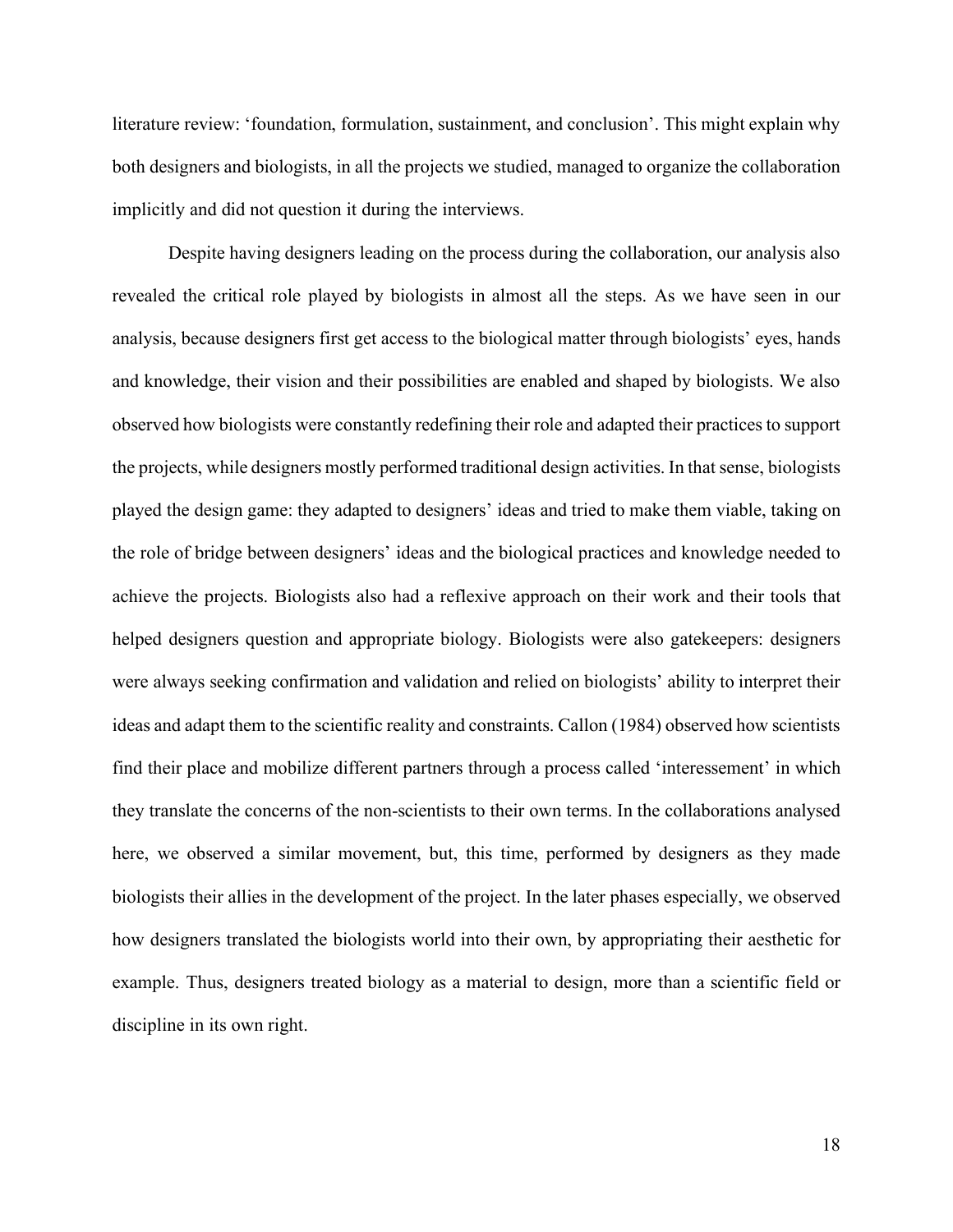literature review: 'foundation, formulation, sustainment, and conclusion'. This might explain why both designers and biologists, in all the projects we studied, managed to organize the collaboration implicitly and did not question it during the interviews.

Despite having designers leading on the process during the collaboration, our analysis also revealed the critical role played by biologists in almost all the steps. As we have seen in our analysis, because designers first get access to the biological matter through biologists' eyes, hands and knowledge, their vision and their possibilities are enabled and shaped by biologists. We also observed how biologists were constantly redefining their role and adapted their practices to support the projects, while designers mostly performed traditional design activities. In that sense, biologists played the design game: they adapted to designers' ideas and tried to make them viable, taking on the role of bridge between designers' ideas and the biological practices and knowledge needed to achieve the projects. Biologists also had a reflexive approach on their work and their tools that helped designers question and appropriate biology. Biologists were also gatekeepers: designers were always seeking confirmation and validation and relied on biologists' ability to interpret their ideas and adapt them to the scientific reality and constraints. Callon (1984) observed how scientists find their place and mobilize different partners through a process called 'interessement' in which they translate the concerns of the non-scientists to their own terms. In the collaborations analysed here, we observed a similar movement, but, this time, performed by designers as they made biologists their allies in the development of the project. In the later phases especially, we observed how designers translated the biologists world into their own, by appropriating their aesthetic for example. Thus, designers treated biology as a material to design, more than a scientific field or discipline in its own right.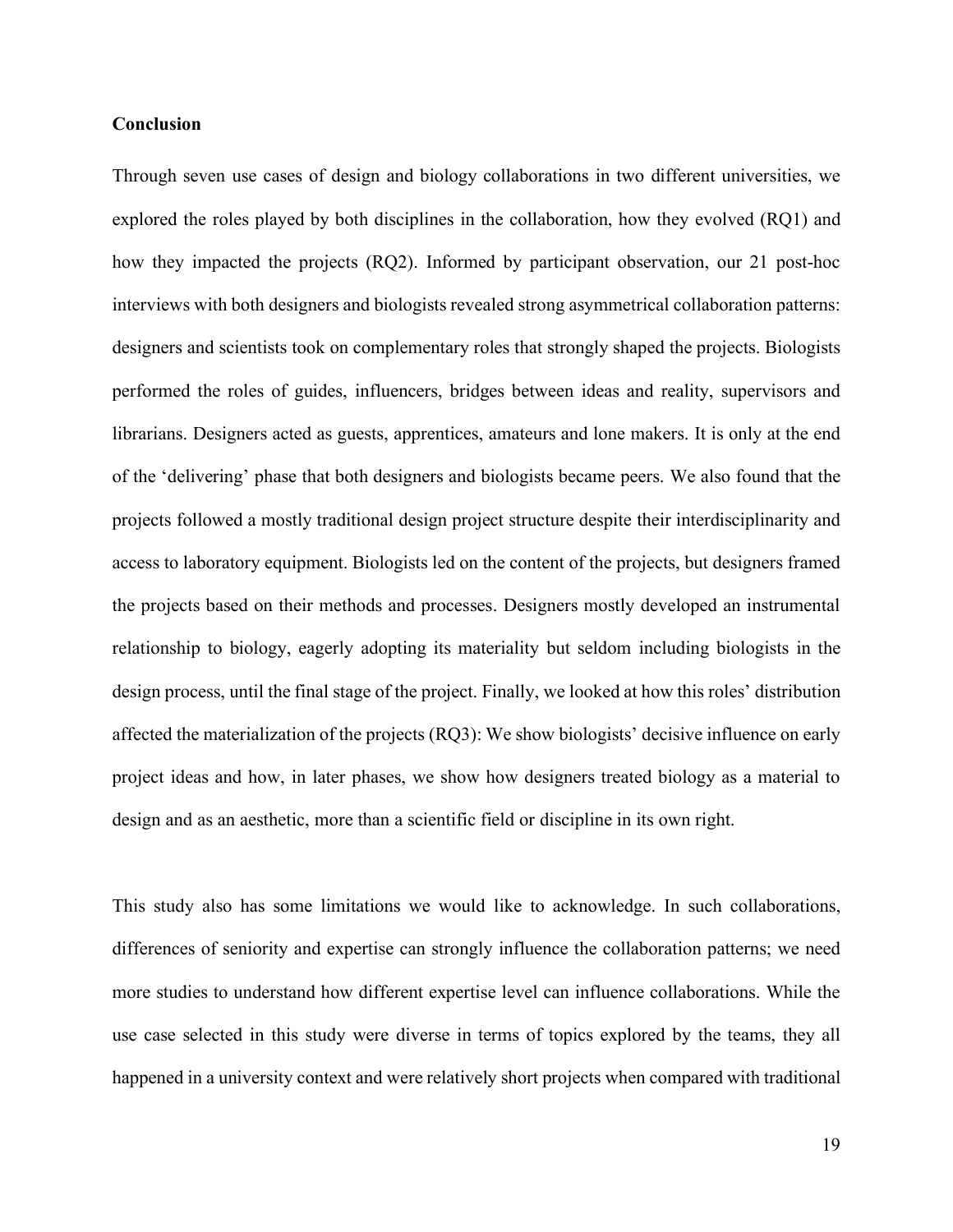**Conclusion**

Through seven use cases of design and biology collaborations in two different universities, we explored the roles played by both disciplines in the collaboration, how they evolved (RQ1) and how they impacted the projects (RQ2). Informed by participant observation, our 21 post-hoc interviews with both designers and biologists revealed strong asymmetrical collaboration patterns: designers and scientists took on complementary roles that strongly shaped the projects. Biologists performed the roles of guides, influencers, bridges between ideas and reality, supervisors and librarians. Designers acted as guests, apprentices, amateurs and lone makers. It is only at the end of the 'delivering' phase that both designers and biologists became peers. We also found that the projects followed a mostly traditional design project structure despite their interdisciplinarity and access to laboratory equipment. Biologists led on the content of the projects, but designers framed the projects based on their methods and processes. Designers mostly developed an instrumental relationship to biology, eagerly adopting its materiality but seldom including biologists in the design process, until the final stage of the project. Finally, we looked at how this roles' distribution affected the materialization of the projects (RQ3): We show biologists' decisive influence on early project ideas and how, in later phases, we show how designers treated biology as a material to design and as an aesthetic, more than a scientific field or discipline in its own right.

This study also has some limitations we would like to acknowledge. In such collaborations, differences of seniority and expertise can strongly influence the collaboration patterns; we need more studies to understand how different expertise level can influence collaborations. While the use case selected in this study were diverse in terms of topics explored by the teams, they all happened in a university context and were relatively short projects when compared with traditional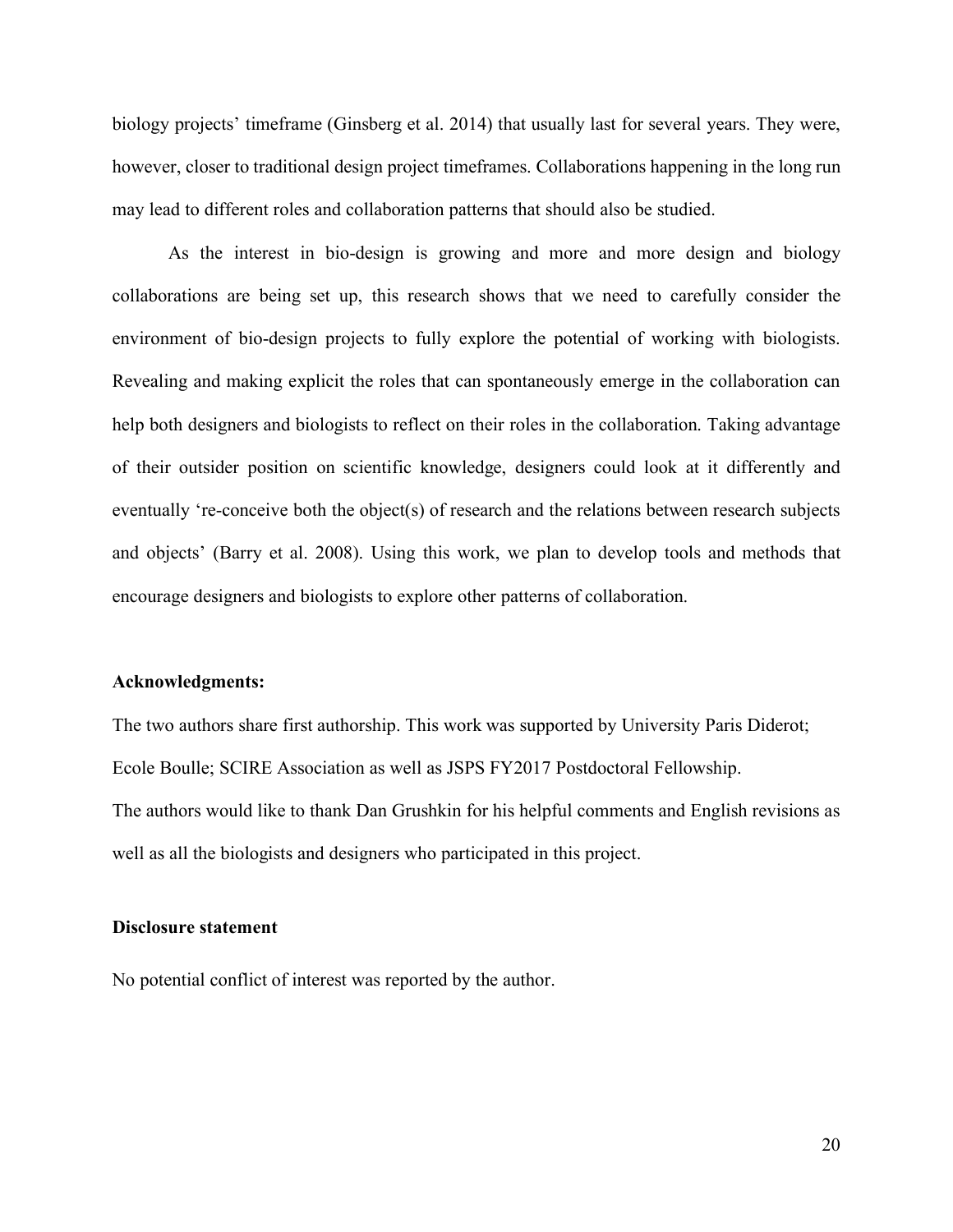biology projects' timeframe (Ginsberg et al. 2014) that usually last for several years. They were, however, closer to traditional design project timeframes. Collaborations happening in the long run may lead to different roles and collaboration patterns that should also be studied.

As the interest in bio-design is growing and more and more design and biology collaborations are being set up, this research shows that we need to carefully consider the environment of bio-design projects to fully explore the potential of working with biologists. Revealing and making explicit the roles that can spontaneously emerge in the collaboration can help both designers and biologists to reflect on their roles in the collaboration. Taking advantage of their outsider position on scientific knowledge, designers could look at it differently and eventually 're-conceive both the object(s) of research and the relations between research subjects and objects' (Barry et al. 2008). Using this work, we plan to develop tools and methods that encourage designers and biologists to explore other patterns of collaboration.

**Acknowledgments:**

The two authors share first authorship. This work was supported by University Paris Diderot; Ecole Boulle; SCIRE Association as well as JSPS FY2017 Postdoctoral Fellowship.
The authors would like to thank Dan Grushkin for his helpful comments and English revisions as well as all the biologists and designers who participated in this project.

**Disclosure statement**

No potential conflict of interest was reported by the author.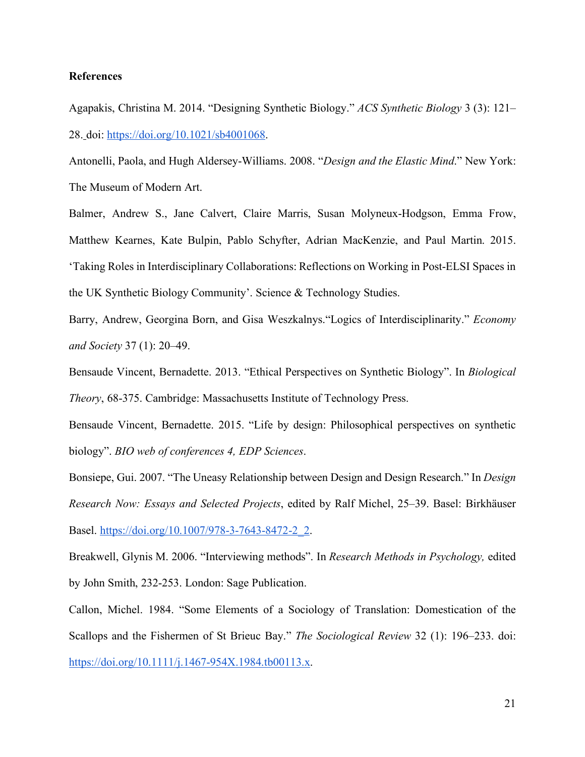**References**

Agapakis, Christina M. 2014. “Designing Synthetic Biology.” *ACS Synthetic Biology* 3 (3): 121–28. doi: https://doi.org/10.1021/sb4001068.

Antonelli, Paola, and Hugh Aldersey-Williams. 2008. “*Design and the Elastic Mind*.” New York: The Museum of Modern Art.

Balmer, Andrew S., Jane Calvert, Claire Marris, Susan Molyneux-Hodgson, Emma Frow, Matthew Kearnes, Kate Bulpin, Pablo Schyfter, Adrian MacKenzie, and Paul Martin. 2015. ‘Taking Roles in Interdisciplinary Collaborations: Reflections on Working in Post-ELSI Spaces in the UK Synthetic Biology Community’. Science & Technology Studies.

Barry, Andrew, Georgina Born, and Gisa Weszkalnys.“Logics of Interdisciplinarity.” *Economy and Society* 37 (1): 20–49.

Bensaude Vincent, Bernadette. 2013. “Ethical Perspectives on Synthetic Biology”. In *Biological Theory*, 68-375. Cambridge: Massachusetts Institute of Technology Press.

Bensaude Vincent, Bernadette. 2015. “Life by design: Philosophical perspectives on synthetic biology”. *BIO web of conferences 4, EDP Sciences*.

Bonsiepe, Gui. 2007. “The Uneasy Relationship between Design and Design Research.” In *Design Research Now: Essays and Selected Projects*, edited by Ralf Michel, 25–39. Basel: Birkhäuser Basel. https://doi.org/10.1007/978-3-7643-8472-2_2.

Breakwell, Glynis M. 2006. “Interviewing methods”. In *Research Methods in Psychology,* edited by John Smith, 232-253. London: Sage Publication.

Callon, Michel. 1984. “Some Elements of a Sociology of Translation: Domestication of the Scallops and the Fishermen of St Brieuc Bay.” *The Sociological Review* 32 (1): 196–233. doi: https://doi.org/10.1111/j.1467-954X.1984.tb00113.x.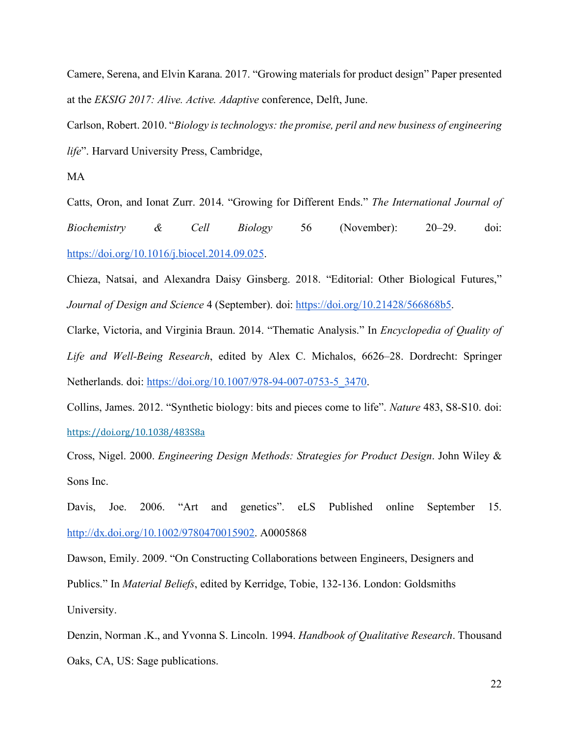Camere, Serena, and Elvin Karana. 2017. "Growing materials for product design" Paper presented at the *EKSIG 2017: Alive. Active. Adaptive* conference, Delft, June.

Carlson, Robert. 2010. "*Biology is technologys: the promise, peril and new business of engineering life*". Harvard University Press, Cambridge,

MA

Catts, Oron, and Ionat Zurr. 2014. "Growing for Different Ends." *The International Journal of Biochemistry & Cell Biology* 56 (November): 20–29. doi: https://doi.org/10.1016/j.biocel.2014.09.025.

Chieza, Natsai, and Alexandra Daisy Ginsberg. 2018. "Editorial: Other Biological Futures," *Journal of Design and Science* 4 (September). doi: https://doi.org/10.21428/566868b5.

Clarke, Victoria, and Virginia Braun. 2014. "Thematic Analysis." In *Encyclopedia of Quality of Life and Well-Being Research*, edited by Alex C. Michalos, 6626–28. Dordrecht: Springer Netherlands. doi: https://doi.org/10.1007/978-94-007-0753-5_3470.

Collins, James. 2012. "Synthetic biology: bits and pieces come to life". *Nature* 483, S8-S10. doi: https://doi.org/10.1038/483S8a

Cross, Nigel. 2000. *Engineering Design Methods: Strategies for Product Design*. John Wiley & Sons Inc.

Davis, Joe. 2006. "Art and genetics". eLS Published online September 15. http://dx.doi.org/10.1002/9780470015902. A0005868

Dawson, Emily. 2009. "On Constructing Collaborations between Engineers, Designers and Publics." In *Material Beliefs*, edited by Kerridge, Tobie, 132-136. London: Goldsmiths University.

Denzin, Norman .K., and Yvonna S. Lincoln. 1994. *Handbook of Qualitative Research*. Thousand Oaks, CA, US: Sage publications.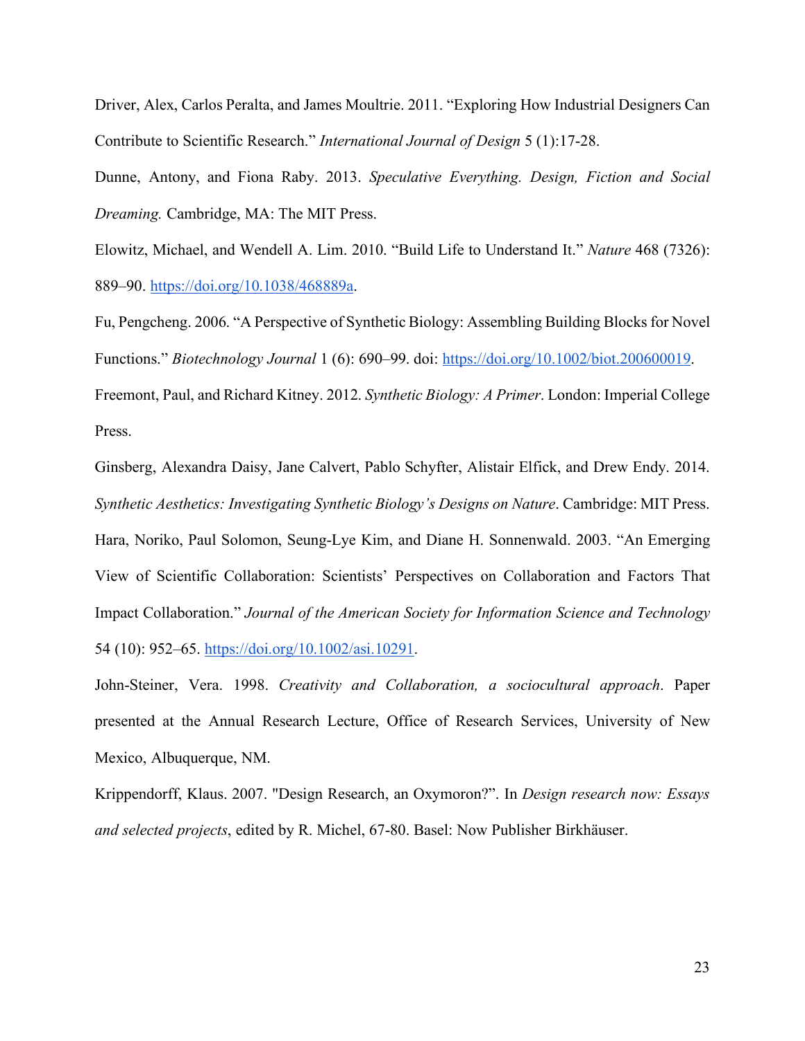Driver, Alex, Carlos Peralta, and James Moultrie. 2011. "Exploring How Industrial Designers Can Contribute to Scientific Research." *International Journal of Design* 5 (1):17-28.

Dunne, Antony, and Fiona Raby. 2013. *Speculative Everything. Design, Fiction and Social Dreaming.* Cambridge, MA: The MIT Press.

Elowitz, Michael, and Wendell A. Lim. 2010. "Build Life to Understand It." *Nature* 468 (7326): 889–90. https://doi.org/10.1038/468889a.

Fu, Pengcheng. 2006. "A Perspective of Synthetic Biology: Assembling Building Blocks for Novel Functions." *Biotechnology Journal* 1 (6): 690–99. doi: https://doi.org/10.1002/biot.200600019.

Freemont, Paul, and Richard Kitney. 2012. *Synthetic Biology: A Primer*. London: Imperial College Press.

Ginsberg, Alexandra Daisy, Jane Calvert, Pablo Schyfter, Alistair Elfick, and Drew Endy. 2014. *Synthetic Aesthetics: Investigating Synthetic Biology's Designs on Nature*. Cambridge: MIT Press.

Hara, Noriko, Paul Solomon, Seung-Lye Kim, and Diane H. Sonnenwald. 2003. "An Emerging View of Scientific Collaboration: Scientists' Perspectives on Collaboration and Factors That Impact Collaboration." *Journal of the American Society for Information Science and Technology* 54 (10): 952–65. https://doi.org/10.1002/asi.10291.

John-Steiner, Vera. 1998. *Creativity and Collaboration, a sociocultural approach*. Paper presented at the Annual Research Lecture, Office of Research Services, University of New Mexico, Albuquerque, NM.

Krippendorff, Klaus. 2007. "Design Research, an Oxymoron?". In *Design research now: Essays and selected projects*, edited by R. Michel, 67-80. Basel: Now Publisher Birkhäuser.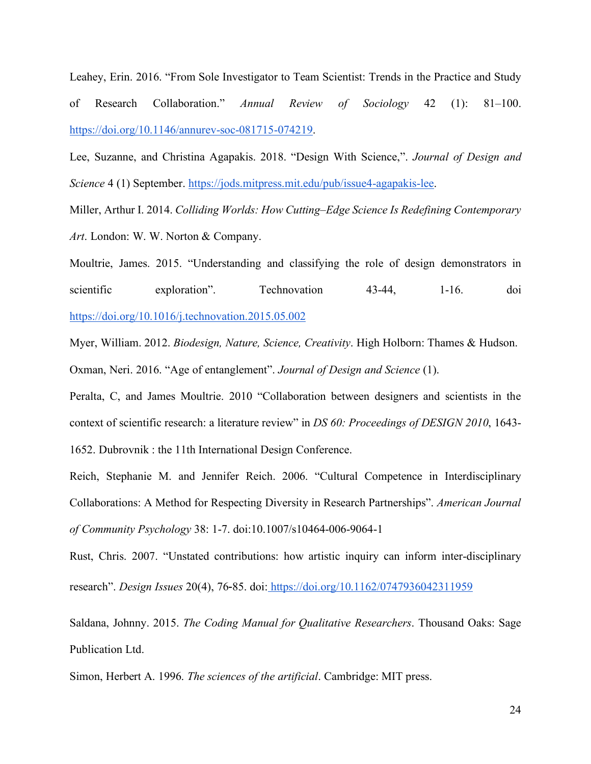Leahey, Erin. 2016. "From Sole Investigator to Team Scientist: Trends in the Practice and Study of Research Collaboration." *Annual Review of Sociology* 42 (1): 81–100. https://doi.org/10.1146/annurev-soc-081715-074219.

Lee, Suzanne, and Christina Agapakis. 2018. "Design With Science,". *Journal of Design and Science* 4 (1) September. https://jods.mitpress.mit.edu/pub/issue4-agapakis-lee.

Miller, Arthur I. 2014. *Colliding Worlds: How Cutting–Edge Science Is Redefining Contemporary Art*. London: W. W. Norton & Company.

Moultrie, James. 2015. "Understanding and classifying the role of design demonstrators in scientific exploration". Technovation 43-44, 1-16. doi https://doi.org/10.1016/j.technovation.2015.05.002

Myer, William. 2012. *Biodesign, Nature, Science, Creativity*. High Holborn: Thames & Hudson.

Oxman, Neri. 2016. "Age of entanglement". *Journal of Design and Science* (1).

Peralta, C, and James Moultrie. 2010 "Collaboration between designers and scientists in the context of scientific research: a literature review" in *DS 60: Proceedings of DESIGN 2010*, 1643-1652. Dubrovnik : the 11th International Design Conference.

Reich, Stephanie M. and Jennifer Reich. 2006. "Cultural Competence in Interdisciplinary Collaborations: A Method for Respecting Diversity in Research Partnerships". *American Journal of Community Psychology* 38: 1-7. doi:10.1007/s10464-006-9064-1

Rust, Chris. 2007. "Unstated contributions: how artistic inquiry can inform inter-disciplinary research". *Design Issues* 20(4), 76-85. doi: https://doi.org/10.1162/0747936042311959

Saldana, Johnny. 2015. *The Coding Manual for Qualitative Researchers*. Thousand Oaks: Sage Publication Ltd.

Simon, Herbert A. 1996. *The sciences of the artificial*. Cambridge: MIT press.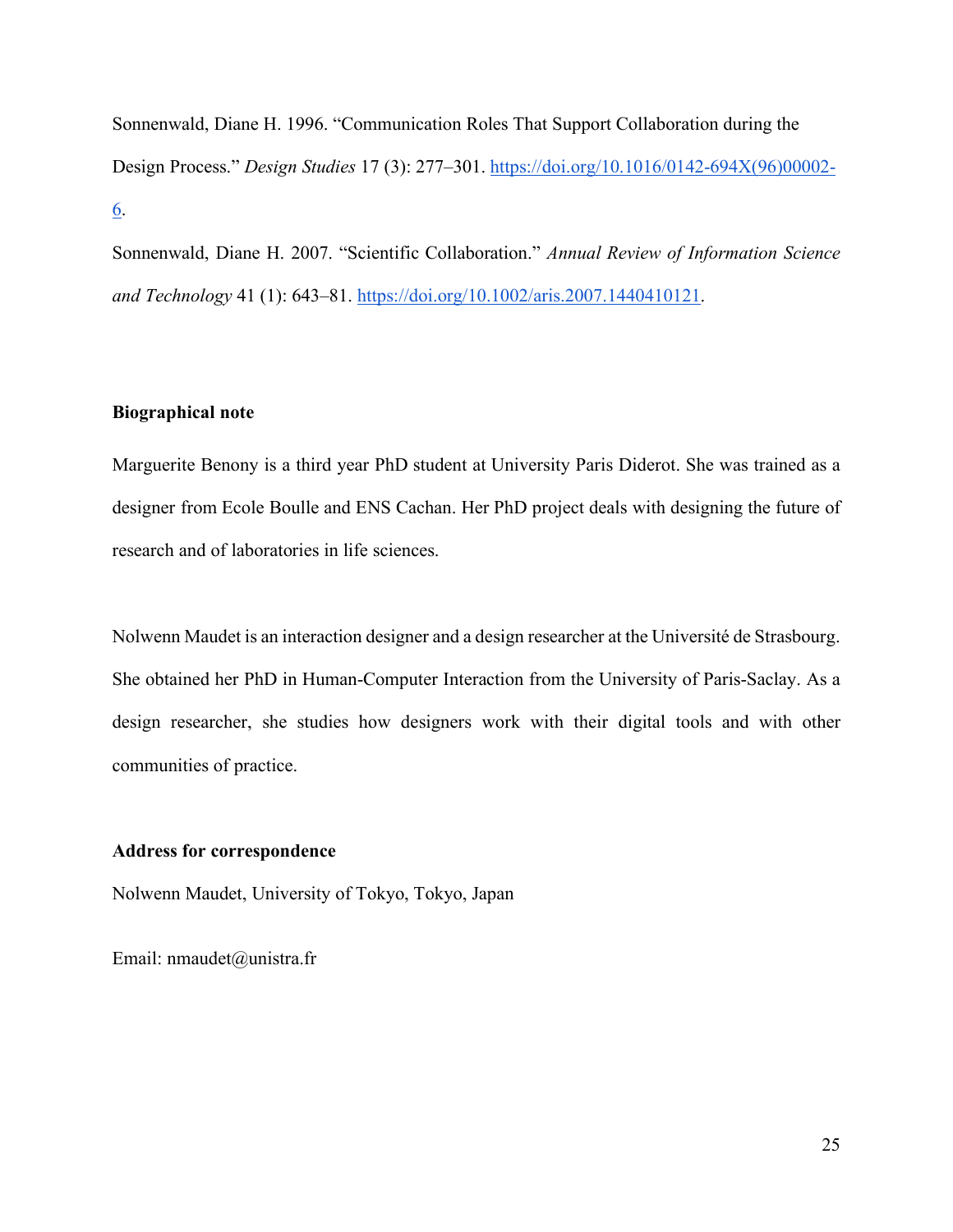Sonnenwald, Diane H. 1996. “Communication Roles That Support Collaboration during the Design Process.” *Design Studies* 17 (3): 277–301. https://doi.org/10.1016/0142-694X(96)00002-6.

Sonnenwald, Diane H. 2007. “Scientific Collaboration.” *Annual Review of Information Science and Technology* 41 (1): 643–81. https://doi.org/10.1002/aris.2007.1440410121.

**Biographical note**

Marguerite Benony is a third year PhD student at University Paris Diderot. She was trained as a designer from Ecole Boulle and ENS Cachan. Her PhD project deals with designing the future of research and of laboratories in life sciences.

Nolwenn Maudet is an interaction designer and a design researcher at the Université de Strasbourg. She obtained her PhD in Human-Computer Interaction from the University of Paris-Saclay. As a design researcher, she studies how designers work with their digital tools and with other communities of practice.

**Address for correspondence**

Nolwenn Maudet, University of Tokyo, Tokyo, Japan

Email: nmaudet@unistra.fr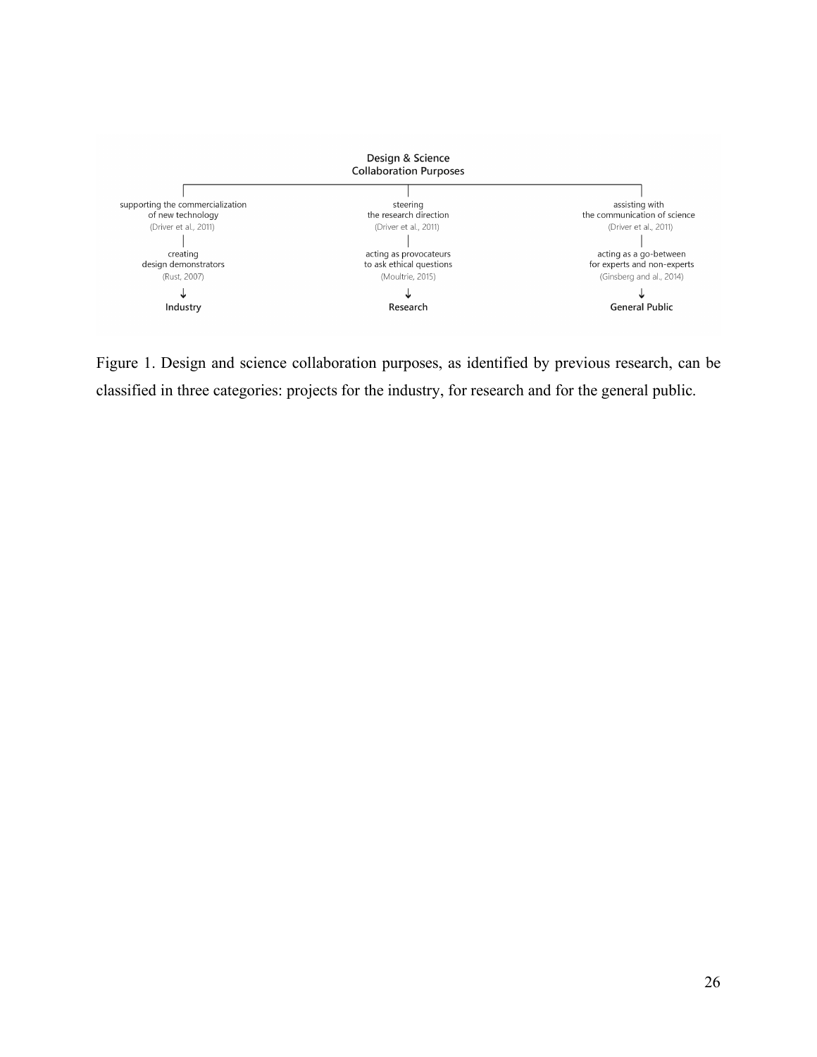Design & Science
Collaboration Purposes

| supporting the commercialization of new technology (Driver et al., 2011) | steering the research direction (Driver et al., 2011) | assisting with the communication of science (Driver et al., 2011) |
| --- | --- | --- |
| creating design demonstrators (Rust, 2007) | acting as provocateurs to ask ethical questions (Moultrie, 2015) | acting as a go-between for experts and non-experts (Ginsberg and al., 2014) |
| ↓ **Industry** | ↓ **Research** | ↓ **General Public** |

Figure 1. Design and science collaboration purposes, as identified by previous research, can be classified in three categories: projects for the industry, for research and for the general public.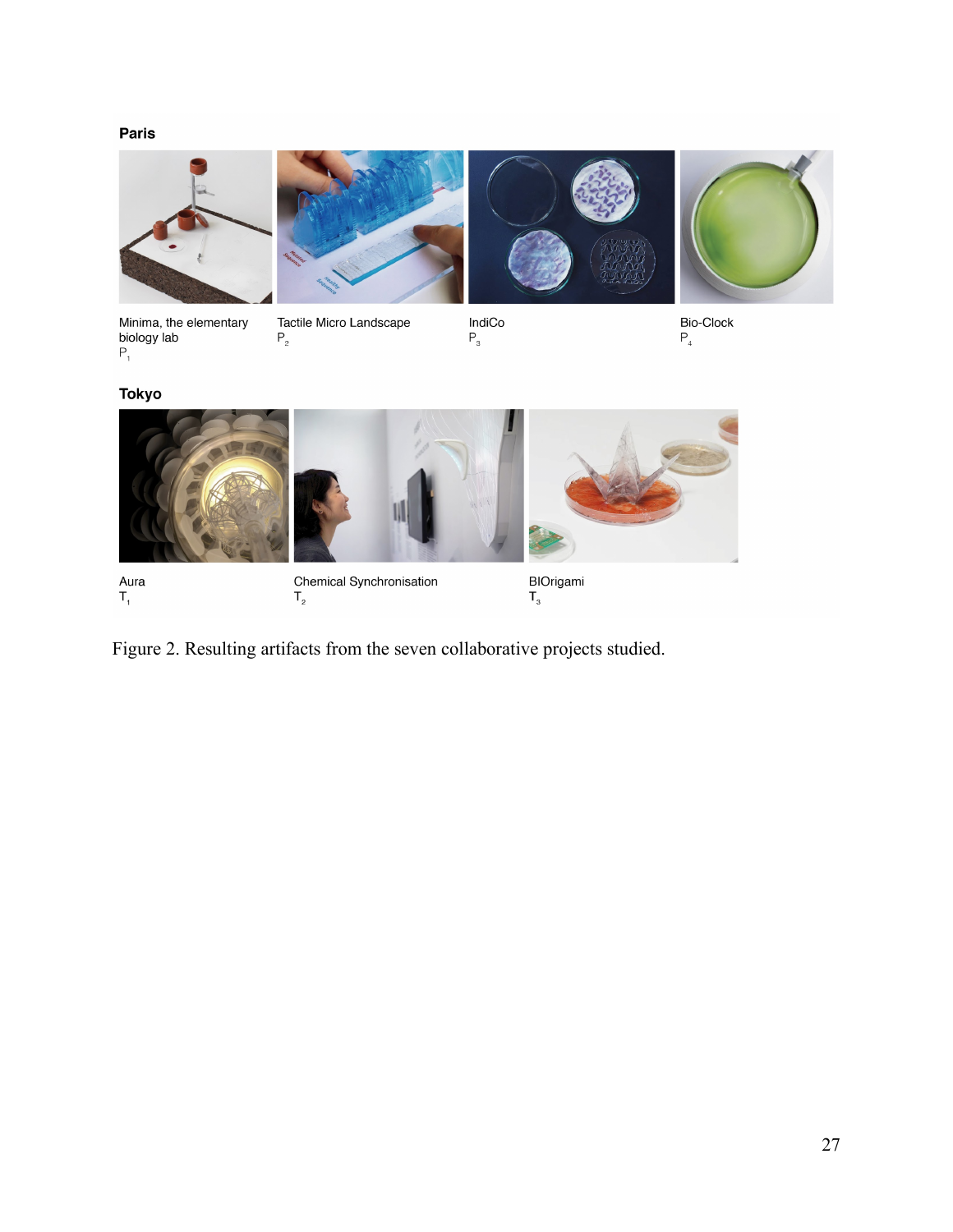**Paris**

Minima, the elementary biology lab
$P_1$

Tactile Micro Landscape
$P_2$

IndiCo
$P_3$

Bio-Clock
$P_4$

**Tokyo**

Aura
$T_1$

Chemical Synchronisation
$T_2$

BIOrigami
$T_3$

Figure 2. Resulting artifacts from the seven collaborative projects studied.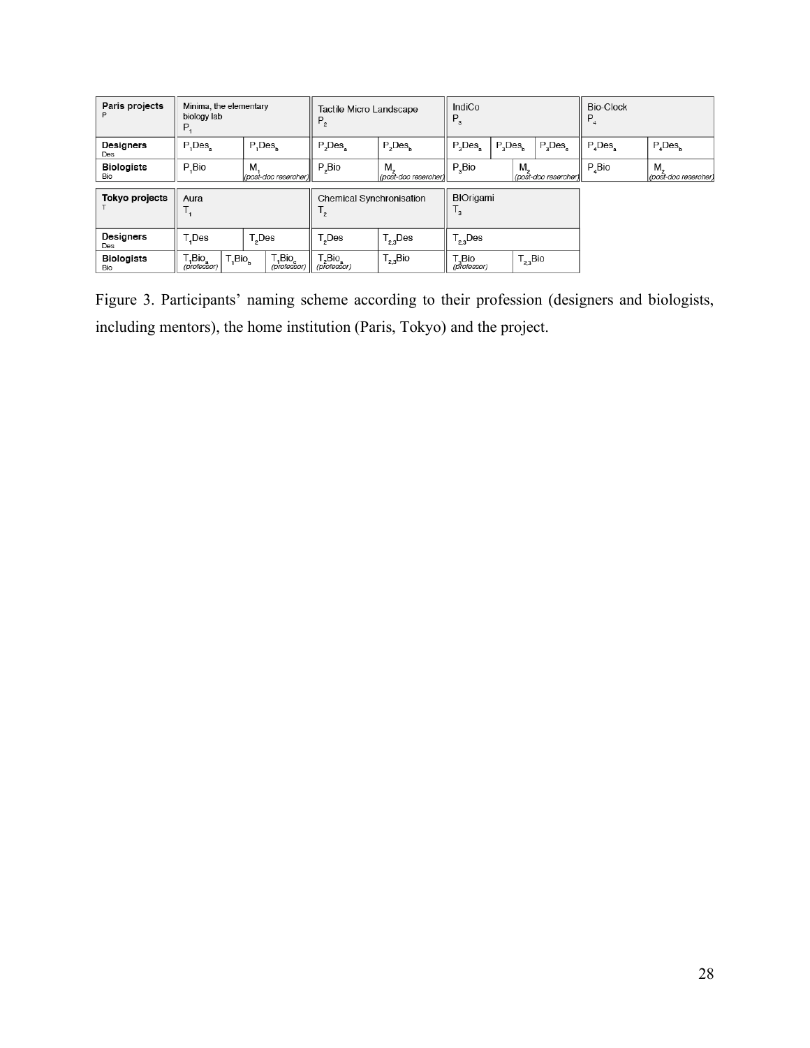| Paris projects P | Minima, the elementary biology lab $P_1$ | | | Tactile Micro Landscape $P_2$ | | IndiCo $P_3$ | | | Bio-Clock $P_4$ | |
|---|---|---|---|---|---|---|---|---|---|---|
| Designers Des | $P_1Des_a$ | $P_1Des_b$ | | $P_2Des_a$ | $P_2Des_b$ | $P_3Des_a$ | $P_3Des_b$ | $P_3Des_c$ | $P_4Des_a$ | $P_4Des_b$ |
| Biologists Bio | $P_1Bio$ | $M_1$ (post-doc resercher) | | $P_2Bio$ | $M_2$ (post-doc resercher) | $P_3Bio$ | $M_2$ (post-doc resercher) | | $P_4Bio$ | $M_2$ (post-doc resercher) |

| Tokyo projects T | Aura $T_1$ | | | Chemical Synchronisation $T_2$ | | BIOrigami $T_3$ | |
|---|---|---|---|---|---|---|---|
| Designers Des | $T_1Des$ | $T_2Des$ | | $T_2Des$ | $T_{2,3}Des$ | $T_{2,3}Des$ | |
| Biologists Bio | $T_1Bio_a$ (professor) | $T_1Bio_b$ | $T_1Bio_c$ (professor) | $T_2Bio_a$ (professor) | $T_{2,3}Bio$ | $T_3Bio$ (professor) | $T_{2,3}Bio$ |

Figure 3. Participants' naming scheme according to their profession (designers and biologists, including mentors), the home institution (Paris, Tokyo) and the project.